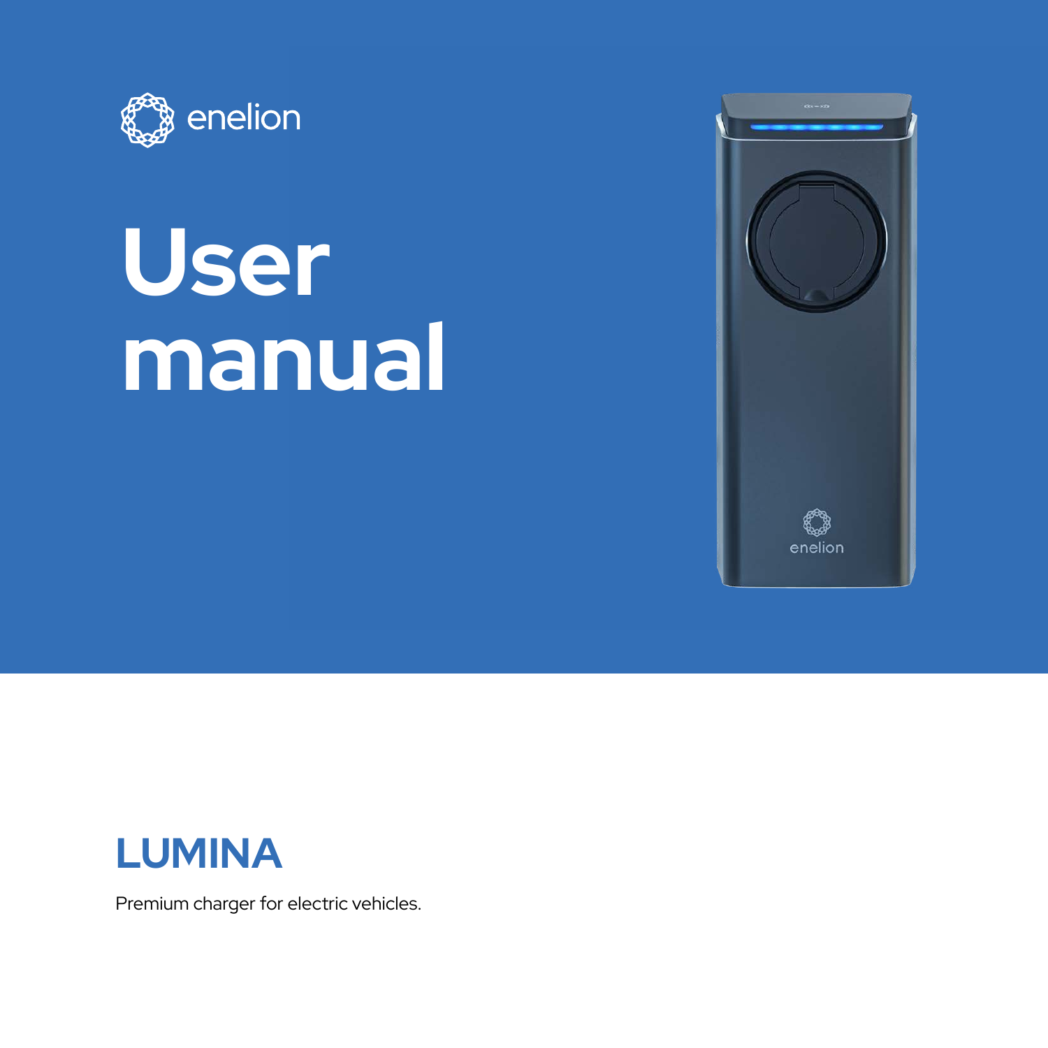enelion

# User manual

## LUMINA

Premium charger for electric vehicles.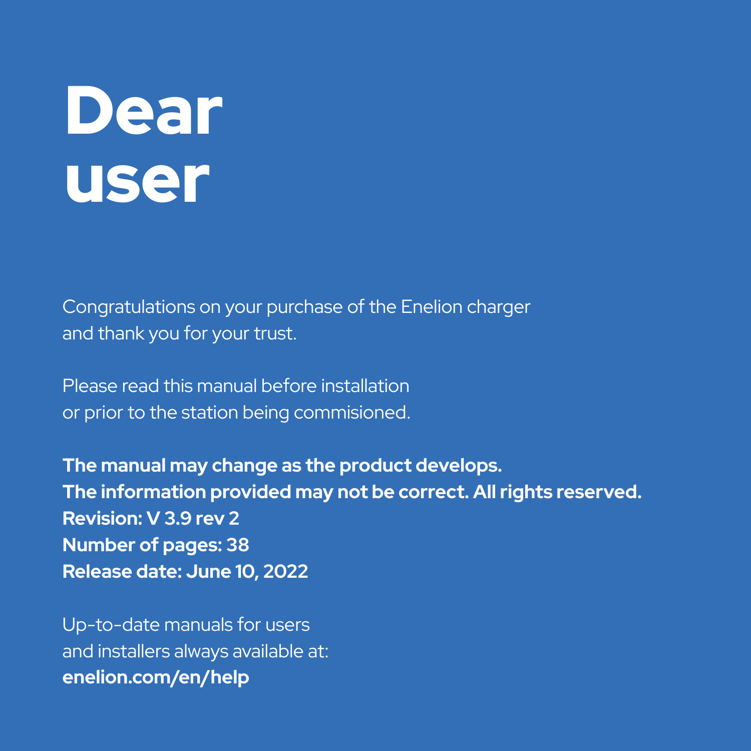# Dear user

Congratulations on your purchase of the Enelion charger
and thank you for your trust.

Please read this manual before installation
or prior to the station being commisioned.

**The manual may change as the product develops.**
**The information provided may not be correct. All rights reserved.**
**Revision: V 3.9 rev 2**
**Number of pages: 38**
**Release date: June 10, 2022**

Up-to-date manuals for users
and installers always available at:
**enelion.com/en/help**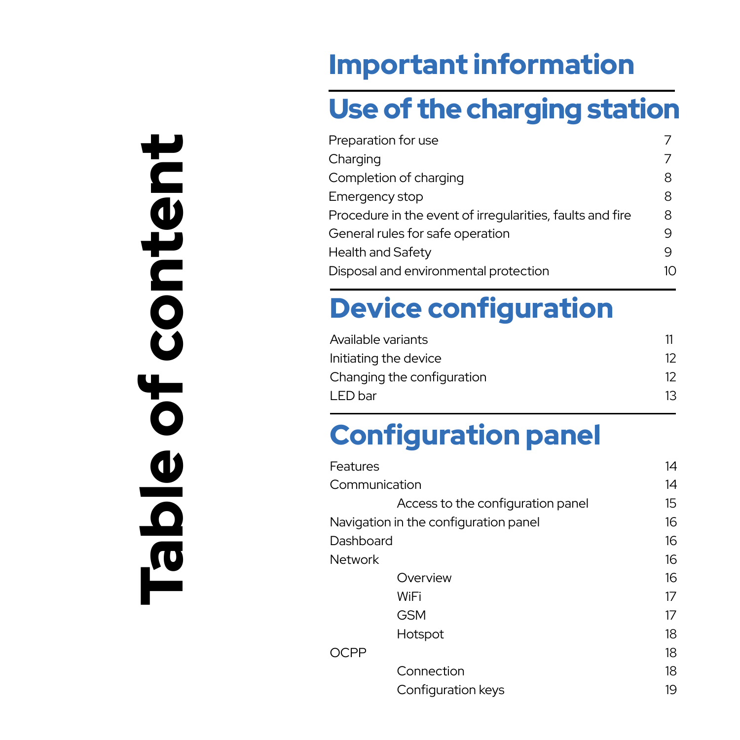# Table of content

## Important information

## Use of the charging station

| | |
|---|---|
| Preparation for use | 7 |
| Charging | 7 |
| Completion of charging | 8 |
| Emergency stop | 8 |
| Procedure in the event of irregularities, faults and fire | 8 |
| General rules for safe operation | 9 |
| Health and Safety | 9 |
| Disposal and environmental protection | 10 |

## Device configuration

| | |
|---|---|
| Available variants | 11 |
| Initiating the device | 12 |
| Changing the configuration | 12 |
| LED bar | 13 |

## Configuration panel

| | |
|---|---|
| Features | 14 |
| Communication | 14 |
| &nbsp;&nbsp;&nbsp;&nbsp;Access to the configuration panel | 15 |
| Navigation in the configuration panel | 16 |
| Dashboard | 16 |
| Network | 16 |
| &nbsp;&nbsp;&nbsp;&nbsp;Overview | 16 |
| &nbsp;&nbsp;&nbsp;&nbsp;WiFi | 17 |
| &nbsp;&nbsp;&nbsp;&nbsp;GSM | 17 |
| &nbsp;&nbsp;&nbsp;&nbsp;Hotspot | 18 |
| OCPP | 18 |
| &nbsp;&nbsp;&nbsp;&nbsp;Connection | 18 |
| &nbsp;&nbsp;&nbsp;&nbsp;Configuration keys | 19 |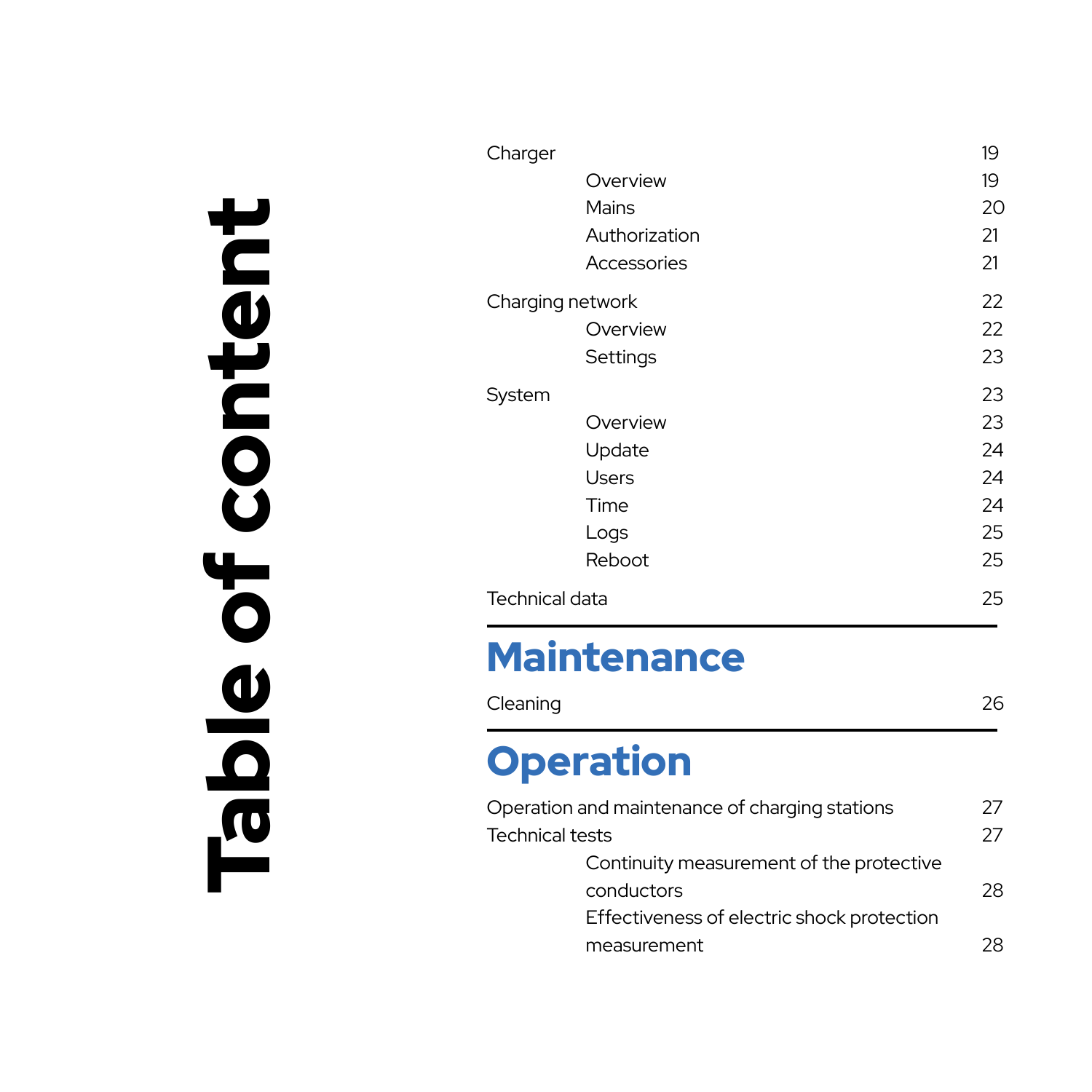# Table of content

| | |
|---|---|
| Charger | 19 |
| Overview | 19 |
| Mains | 20 |
| Authorization | 21 |
| Accessories | 21 |
| Charging network | 22 |
| Overview | 22 |
| Settings | 23 |
| System | 23 |
| Overview | 23 |
| Update | 24 |
| Users | 24 |
| Time | 24 |
| Logs | 25 |
| Reboot | 25 |
| Technical data | 25 |

## Maintenance

| | |
|---|---|
| Cleaning | 26 |

## Operation

| | |
|---|---|
| Operation and maintenance of charging stations | 27 |
| Technical tests | 27 |
| Continuity measurement of the protective conductors | 28 |
| Effectiveness of electric shock protection measurement | 28 |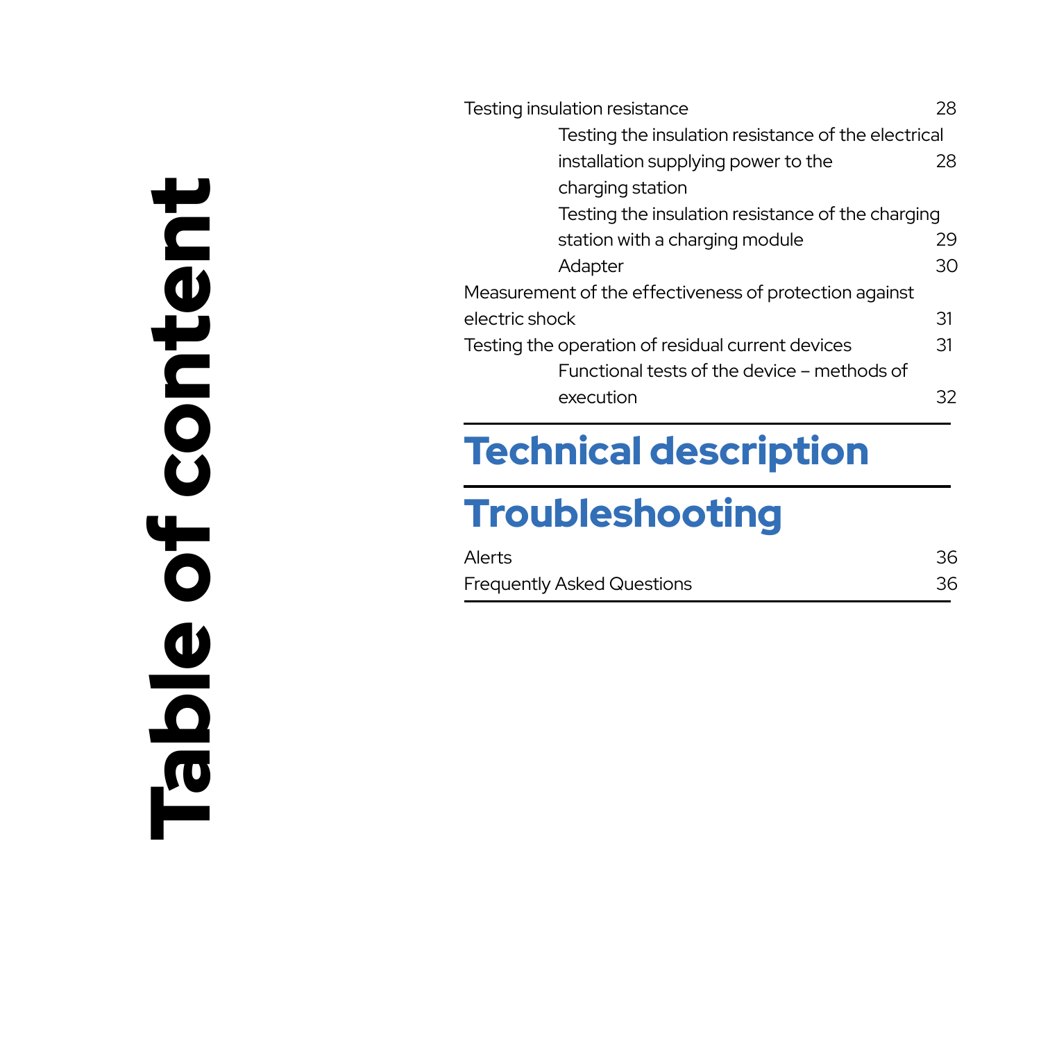# Table of content

Testing insulation resistance 28

- Testing the insulation resistance of the electrical installation supplying power to the charging station 28
- Testing the insulation resistance of the charging station with a charging module 29
- Adapter 30

Measurement of the effectiveness of protection against electric shock 31

Testing the operation of residual current devices 31

- Functional tests of the device – methods of execution 32

## Technical description

## Troubleshooting

Alerts 36

Frequently Asked Questions 36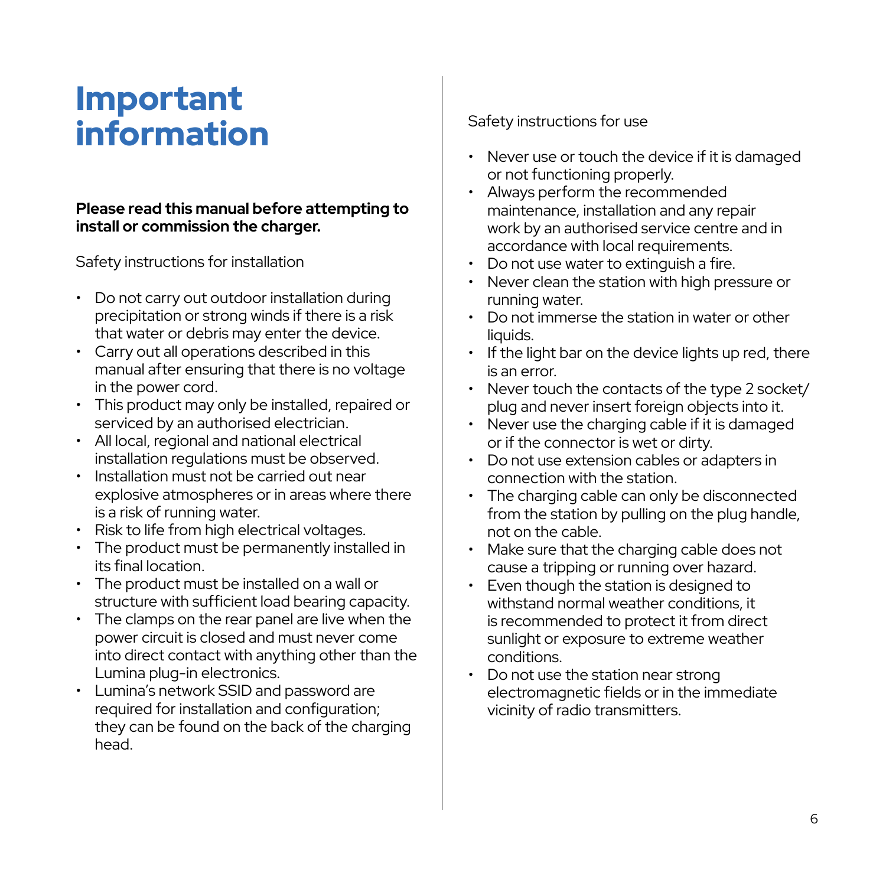# Important information

**Please read this manual before attempting to install or commission the charger.**

Safety instructions for installation

- Do not carry out outdoor installation during precipitation or strong winds if there is a risk that water or debris may enter the device.
- Carry out all operations described in this manual after ensuring that there is no voltage in the power cord.
- This product may only be installed, repaired or serviced by an authorised electrician.
- All local, regional and national electrical installation regulations must be observed.
- Installation must not be carried out near explosive atmospheres or in areas where there is a risk of running water.
- Risk to life from high electrical voltages.
- The product must be permanently installed in its final location.
- The product must be installed on a wall or structure with sufficient load bearing capacity.
- The clamps on the rear panel are live when the power circuit is closed and must never come into direct contact with anything other than the Lumina plug-in electronics.
- Lumina's network SSID and password are required for installation and configuration; they can be found on the back of the charging head.

Safety instructions for use

- Never use or touch the device if it is damaged or not functioning properly.
- Always perform the recommended maintenance, installation and any repair work by an authorised service centre and in accordance with local requirements.
- Do not use water to extinguish a fire.
- Never clean the station with high pressure or running water.
- Do not immerse the station in water or other liquids.
- If the light bar on the device lights up red, there is an error.
- Never touch the contacts of the type 2 socket/plug and never insert foreign objects into it.
- Never use the charging cable if it is damaged or if the connector is wet or dirty.
- Do not use extension cables or adapters in connection with the station.
- The charging cable can only be disconnected from the station by pulling on the plug handle, not on the cable.
- Make sure that the charging cable does not cause a tripping or running over hazard.
- Even though the station is designed to withstand normal weather conditions, it is recommended to protect it from direct sunlight or exposure to extreme weather conditions.
- Do not use the station near strong electromagnetic fields or in the immediate vicinity of radio transmitters.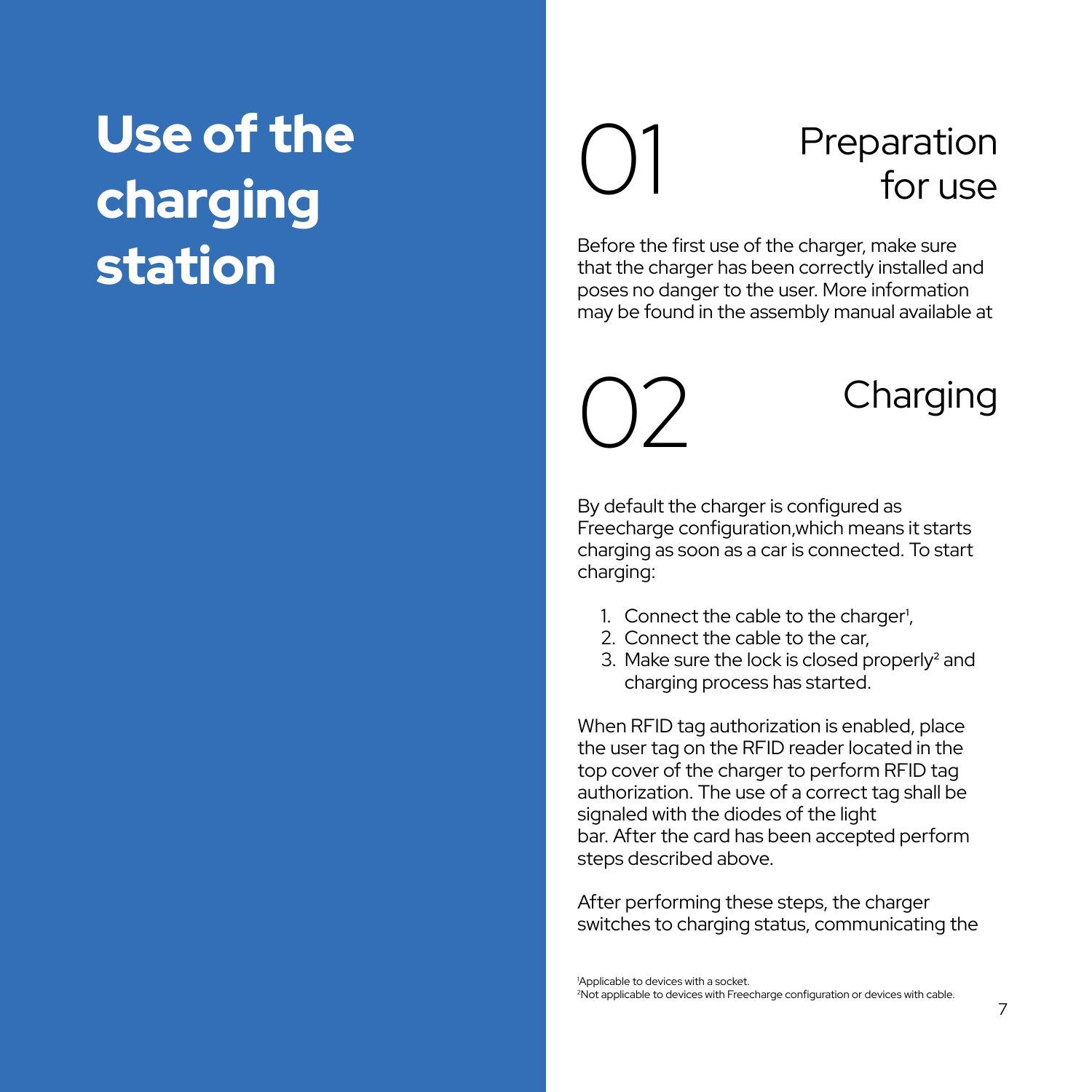# Use of the charging station

## 01 Preparation for use

Before the first use of the charger, make sure that the charger has been correctly installed and poses no danger to the user. More information may be found in the assembly manual available at

## 02 Charging

By default the charger is configured as Freecharge configuration,which means it starts charging as soon as a car is connected. To start charging:

1. Connect the cable to the charger[1],
2. Connect the cable to the car,
3. Make sure the lock is closed properly[2] and charging process has started.

When RFID tag authorization is enabled, place the user tag on the RFID reader located in the top cover of the charger to perform RFID tag authorization. The use of a correct tag shall be signaled with the diodes of the light bar. After the card has been accepted perform steps described above.

After performing these steps, the charger switches to charging status, communicating the

[1]Applicable to devices with a socket.
[2]Not applicable to devices with Freecharge configuration or devices with cable.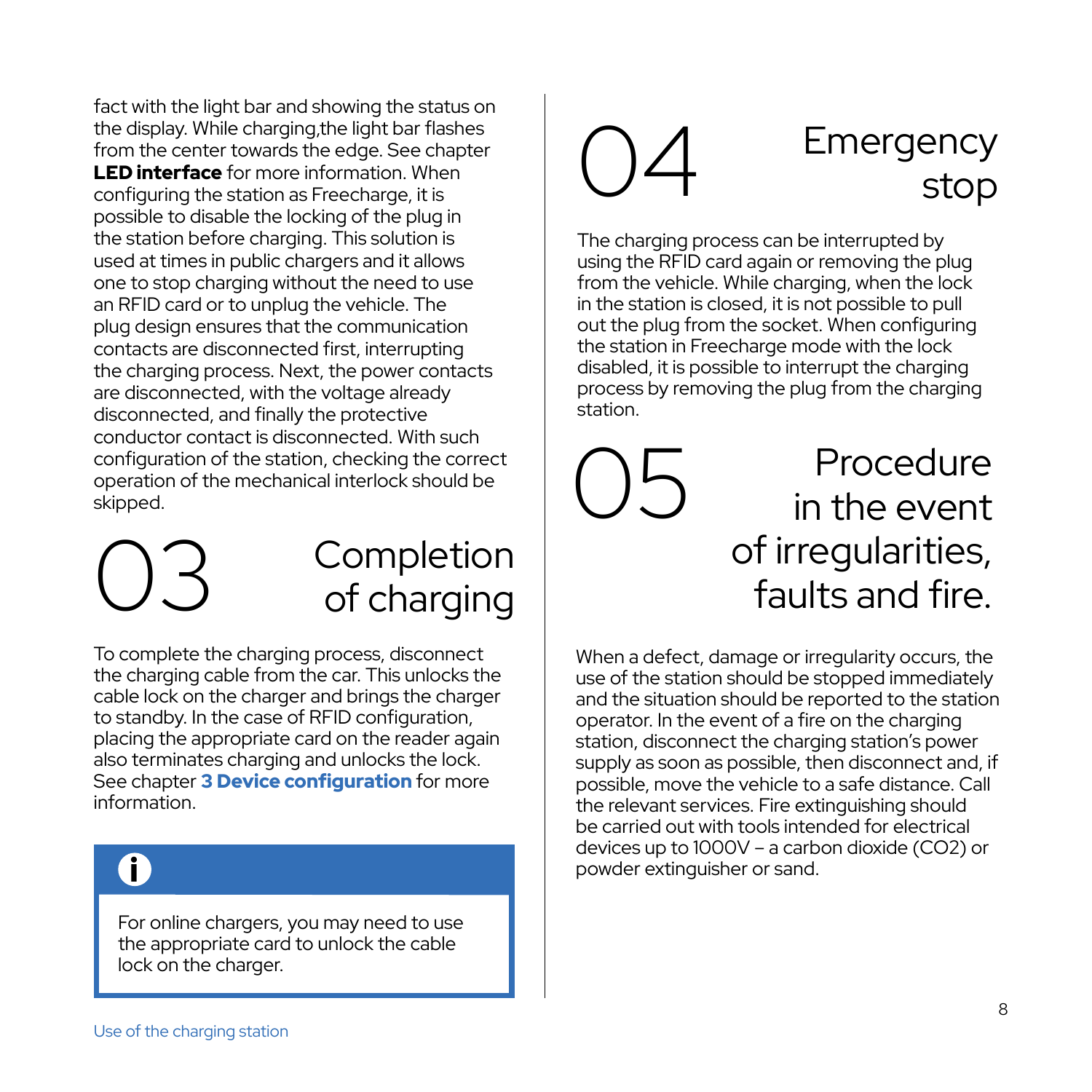fact with the light bar and showing the status on the display. While charging,the light bar flashes from the center towards the edge. See chapter **LED interface** for more information. When configuring the station as Freecharge, it is possible to disable the locking of the plug in the station before charging. This solution is used at times in public chargers and it allows one to stop charging without the need to use an RFID card or to unplug the vehicle. The plug design ensures that the communication contacts are disconnected first, interrupting the charging process. Next, the power contacts are disconnected, with the voltage already disconnected, and finally the protective conductor contact is disconnected. With such configuration of the station, checking the correct operation of the mechanical interlock should be skipped.

## 03 Completion of charging

To complete the charging process, disconnect the charging cable from the car. This unlocks the cable lock on the charger and brings the charger to standby. In the case of RFID configuration, placing the appropriate card on the reader again also terminates charging and unlocks the lock. See chapter **3 Device configuration** for more information.

> **i**
>
> For online chargers, you may need to use the appropriate card to unlock the cable lock on the charger.

## 04 Emergency stop

The charging process can be interrupted by using the RFID card again or removing the plug from the vehicle. While charging, when the lock in the station is closed, it is not possible to pull out the plug from the socket. When configuring the station in Freecharge mode with the lock disabled, it is possible to interrupt the charging process by removing the plug from the charging station.

## 05 Procedure in the event of irregularities, faults and fire.

When a defect, damage or irregularity occurs, the use of the station should be stopped immediately and the situation should be reported to the station operator. In the event of a fire on the charging station, disconnect the charging station's power supply as soon as possible, then disconnect and, if possible, move the vehicle to a safe distance. Call the relevant services. Fire extinguishing should be carried out with tools intended for electrical devices up to 1000V – a carbon dioxide ($CO_2$) or powder extinguisher or sand.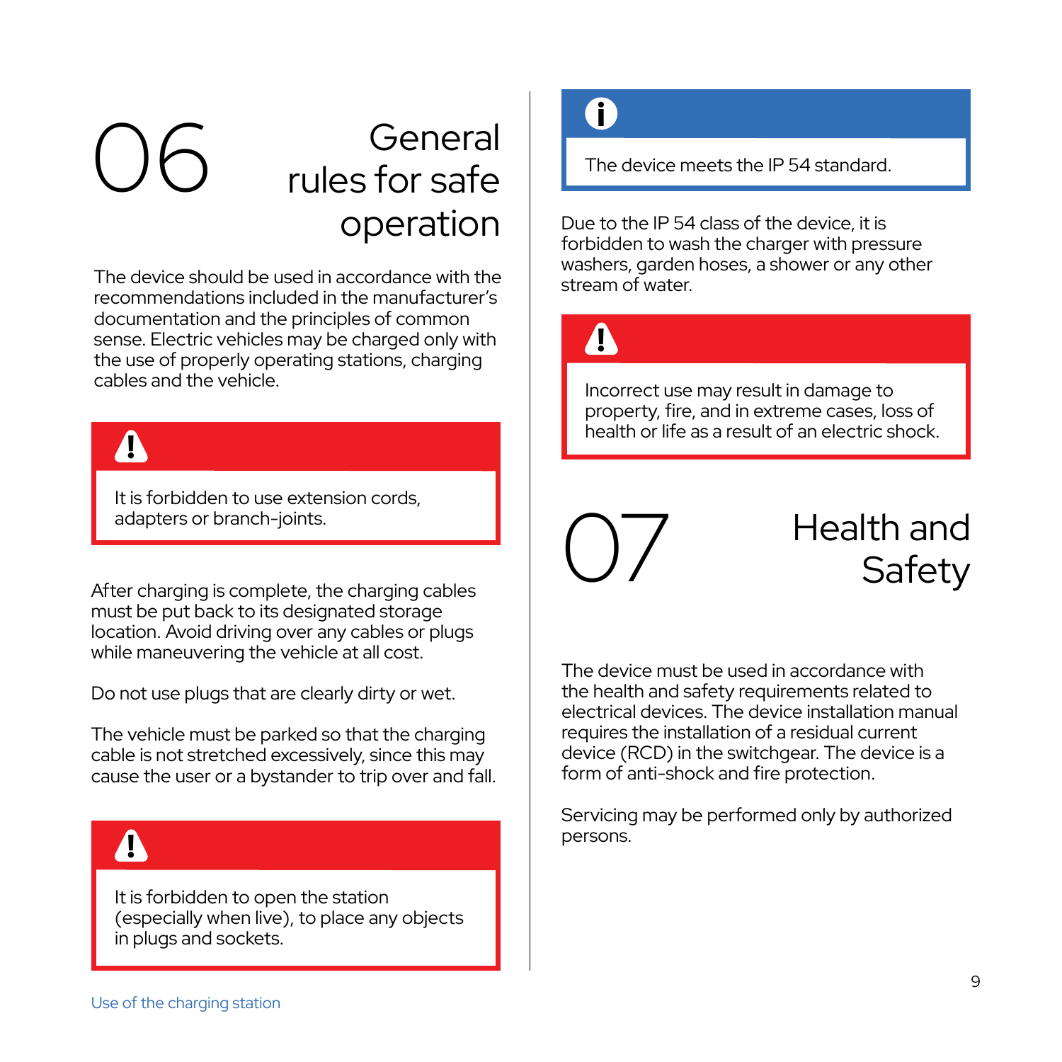## 06 General rules for safe operation

The device should be used in accordance with the recommendations included in the manufacturer's documentation and the principles of common sense. Electric vehicles may be charged only with the use of properly operating stations, charging cables and the vehicle.

> **!**
>
> It is forbidden to use extension cords, adapters or branch-joints.

After charging is complete, the charging cables must be put back to its designated storage location. Avoid driving over any cables or plugs while maneuvering the vehicle at all cost.

Do not use plugs that are clearly dirty or wet.

The vehicle must be parked so that the charging cable is not stretched excessively, since this may cause the user or a bystander to trip over and fall.

> **!**
>
> It is forbidden to open the station (especially when live), to place any objects in plugs and sockets.

> **i**
>
> The device meets the IP 54 standard.

Due to the IP 54 class of the device, it is forbidden to wash the charger with pressure washers, garden hoses, a shower or any other stream of water.

> **!**
>
> Incorrect use may result in damage to property, fire, and in extreme cases, loss of health or life as a result of an electric shock.

## 07 Health and Safety

The device must be used in accordance with the health and safety requirements related to electrical devices. The device installation manual requires the installation of a residual current device (RCD) in the switchgear. The device is a form of anti-shock and fire protection.

Servicing may be performed only by authorized persons.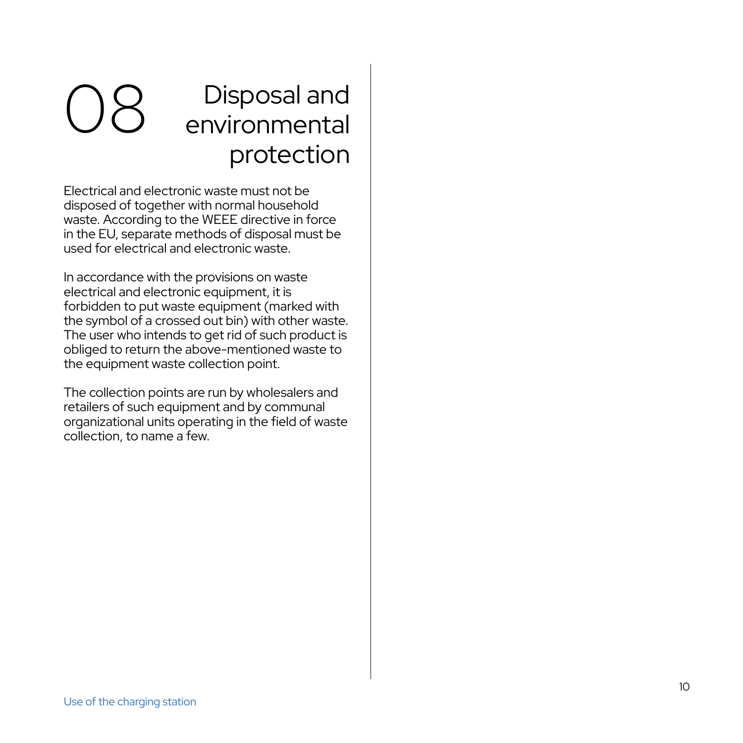# 08 Disposal and environmental protection

Electrical and electronic waste must not be disposed of together with normal household waste. According to the WEEE directive in force in the EU, separate methods of disposal must be used for electrical and electronic waste.

In accordance with the provisions on waste electrical and electronic equipment, it is forbidden to put waste equipment (marked with the symbol of a crossed out bin) with other waste. The user who intends to get rid of such product is obliged to return the above-mentioned waste to the equipment waste collection point.

The collection points are run by wholesalers and retailers of such equipment and by communal organizational units operating in the field of waste collection, to name a few.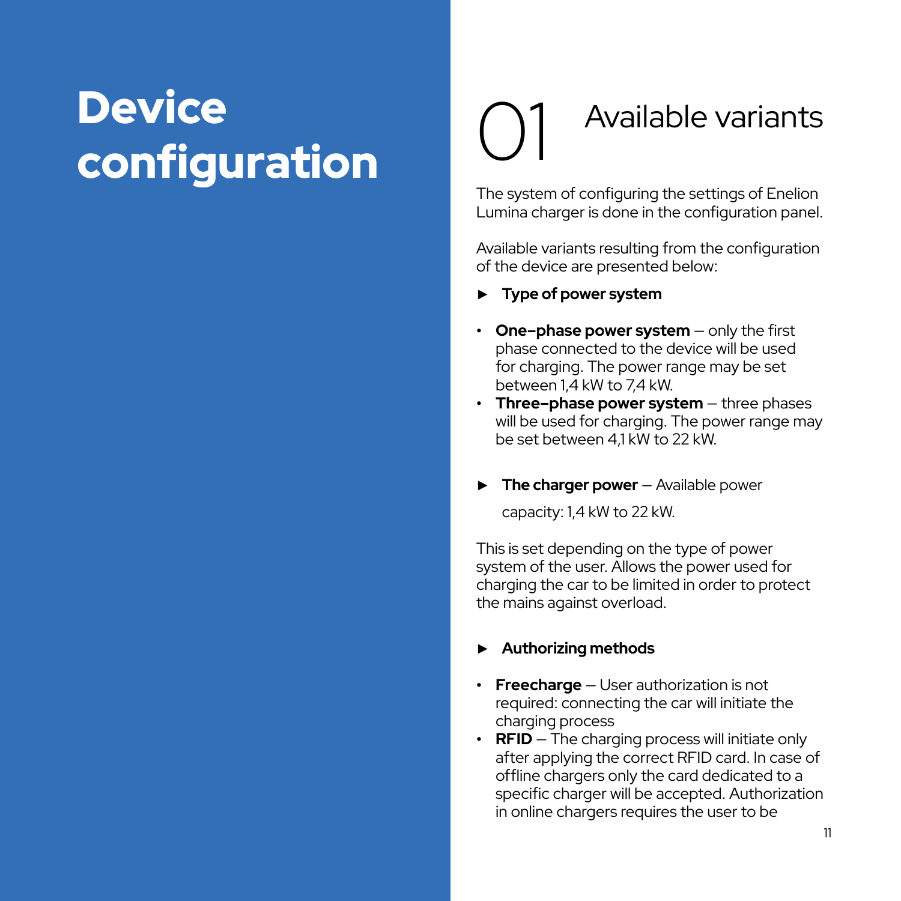# Device configuration

## 01 Available variants

The system of configuring the settings of Enelion Lumina charger is done in the configuration panel.

Available variants resulting from the configuration of the device are presented below:

► **Type of power system**

- **One–phase power system** – only the first phase connected to the device will be used for charging. The power range may be set between 1,4 kW to 7,4 kW.
- **Three–phase power system** – three phases will be used for charging. The power range may be set between 4,1 kW to 22 kW.

► **The charger power** – Available power capacity: 1,4 kW to 22 kW.

This is set depending on the type of power system of the user. Allows the power used for charging the car to be limited in order to protect the mains against overload.

► **Authorizing methods**

- **Freecharge** – User authorization is not required: connecting the car will initiate the charging process
- **RFID** – The charging process will initiate only after applying the correct RFID card. In case of offline chargers only the card dedicated to a specific charger will be accepted. Authorization in online chargers requires the user to be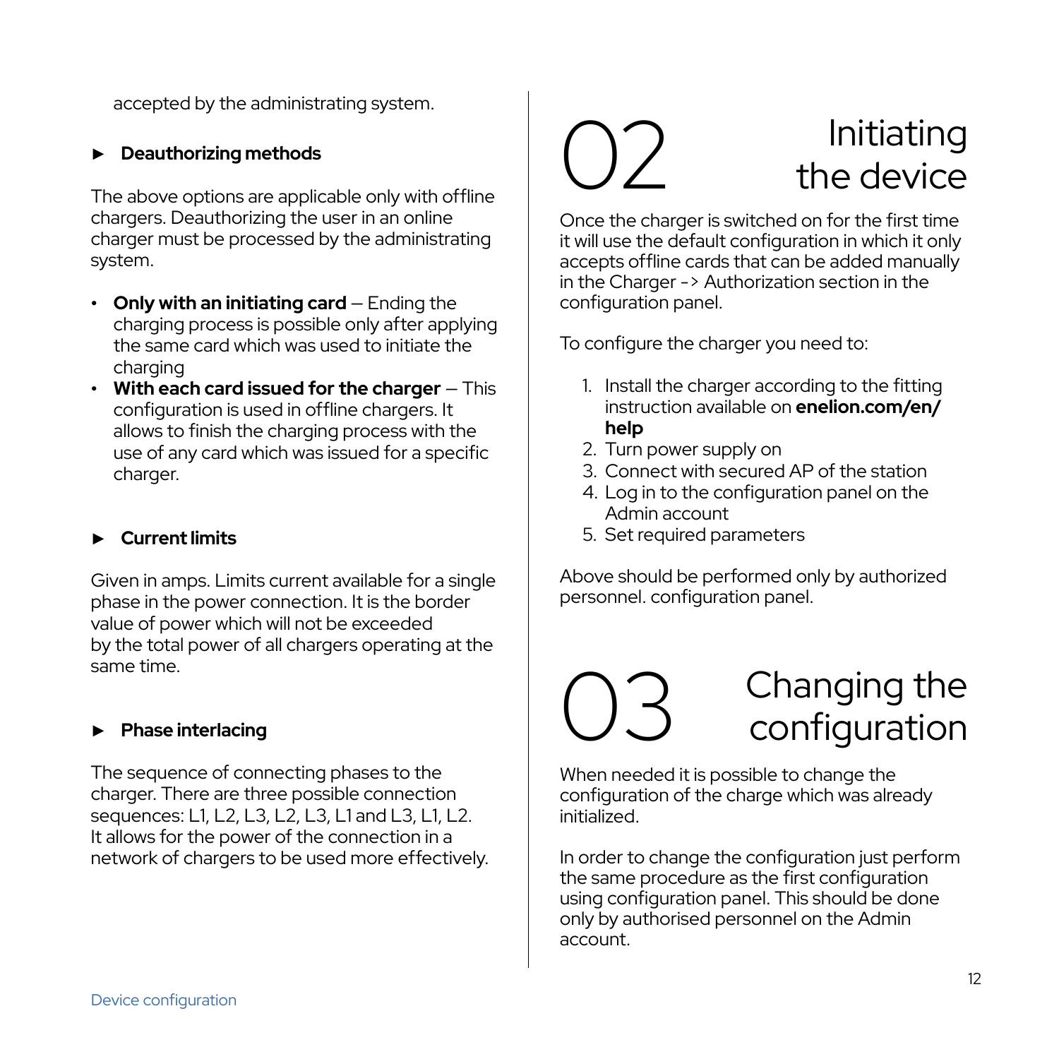accepted by the administrating system.

► **Deauthorizing methods**

The above options are applicable only with offline chargers. Deauthorizing the user in an online charger must be processed by the administrating system.

- **Only with an initiating card** – Ending the charging process is possible only after applying the same card which was used to initiate the charging
- **With each card issued for the charger** – This configuration is used in offline chargers. It allows to finish the charging process with the use of any card which was issued for a specific charger.

► **Current limits**

Given in amps. Limits current available for a single phase in the power connection. It is the border value of power which will not be exceeded by the total power of all chargers operating at the same time.

► **Phase interlacing**

The sequence of connecting phases to the charger. There are three possible connection sequences: L1, L2, L3, L2, L3, L1 and L3, L1, L2. It allows for the power of the connection in a network of chargers to be used more effectively.

# 02 Initiating the device

Once the charger is switched on for the first time it will use the default configuration in which it only accepts offline cards that can be added manually in the Charger -> Authorization section in the configuration panel.

To configure the charger you need to:

1. Install the charger according to the fitting instruction available on **enelion.com/en/help**
2. Turn power supply on
3. Connect with secured AP of the station
4. Log in to the configuration panel on the Admin account
5. Set required parameters

Above should be performed only by authorized personnel. configuration panel.

# 03 Changing the configuration

When needed it is possible to change the configuration of the charge which was already initialized.

In order to change the configuration just perform the same procedure as the first configuration using configuration panel. This should be done only by authorised personnel on the Admin account.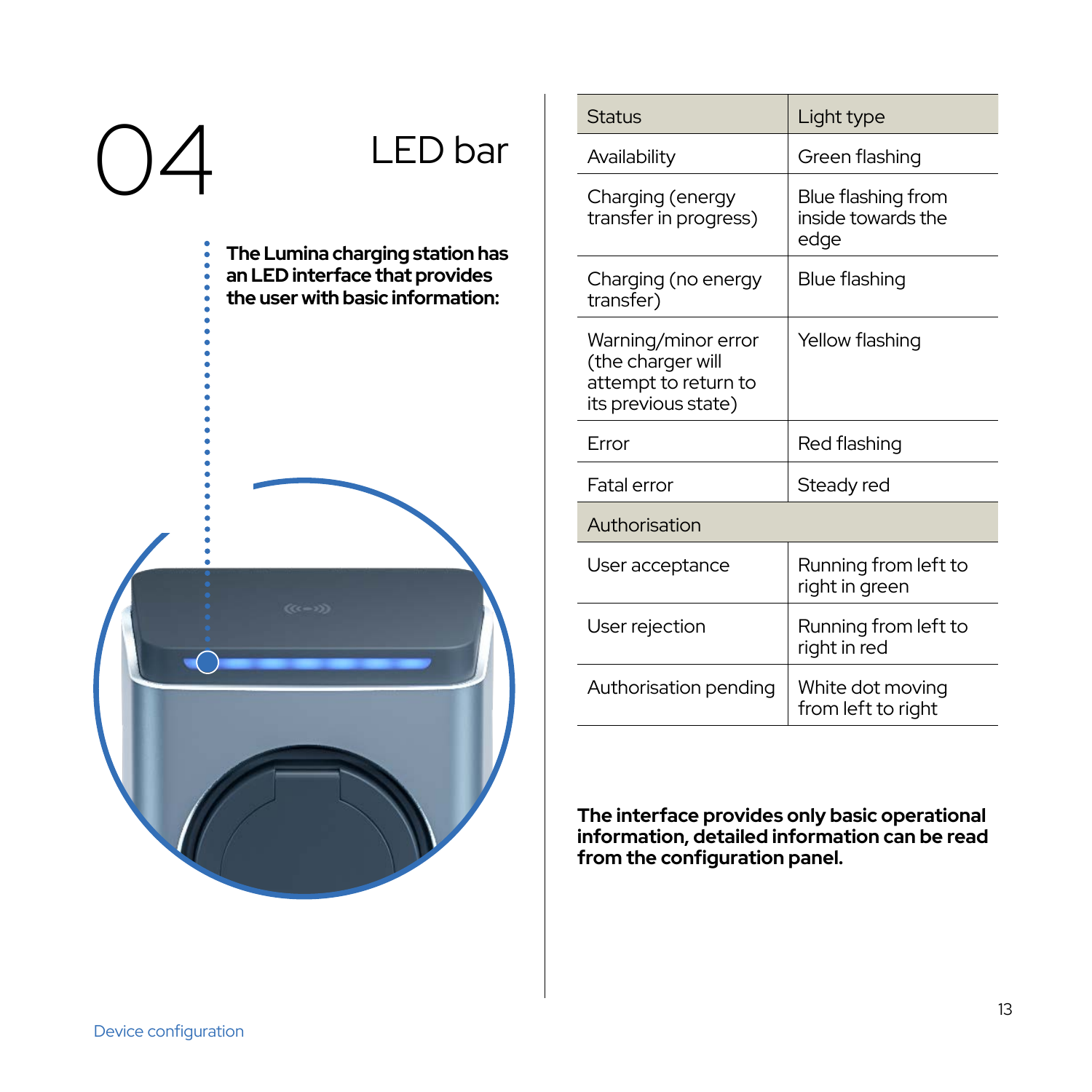# 04 LED bar

**The Lumina charging station has an LED interface that provides the user with basic information:**

| Status | Light type |
| --- | --- |
| Availability | Green flashing |
| Charging (energy transfer in progress) | Blue flashing from inside towards the edge |
| Charging (no energy transfer) | Blue flashing |
| Warning/minor error (the charger will attempt to return to its previous state) | Yellow flashing |
| Error | Red flashing |
| Fatal error | Steady red |
| Authorisation | |
| User acceptance | Running from left to right in green |
| User rejection | Running from left to right in red |
| Authorisation pending | White dot moving from left to right |

**The interface provides only basic operational information, detailed information can be read from the configuration panel.**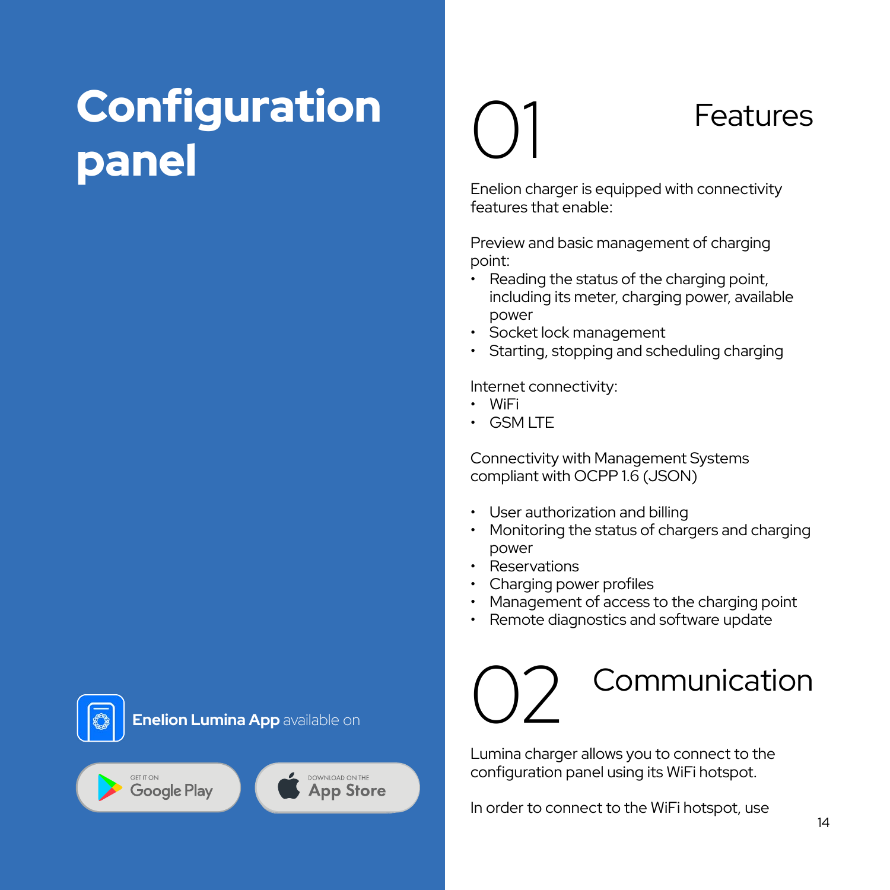# Configuration panel

**Enelion Lumina App** available on

GET IT ON Google Play

DOWNLOAD ON THE App Store

## 01 Features

Enelion charger is equipped with connectivity features that enable:

Preview and basic management of charging point:

- Reading the status of the charging point, including its meter, charging power, available power
- Socket lock management
- Starting, stopping and scheduling charging

Internet connectivity:

- WiFi
- GSM LTE

Connectivity with Management Systems compliant with OCPP 1.6 (JSON)

- User authorization and billing
- Monitoring the status of chargers and charging power
- Reservations
- Charging power profiles
- Management of access to the charging point
- Remote diagnostics and software update

## 02 Communication

Lumina charger allows you to connect to the configuration panel using its WiFi hotspot.

In order to connect to the WiFi hotspot, use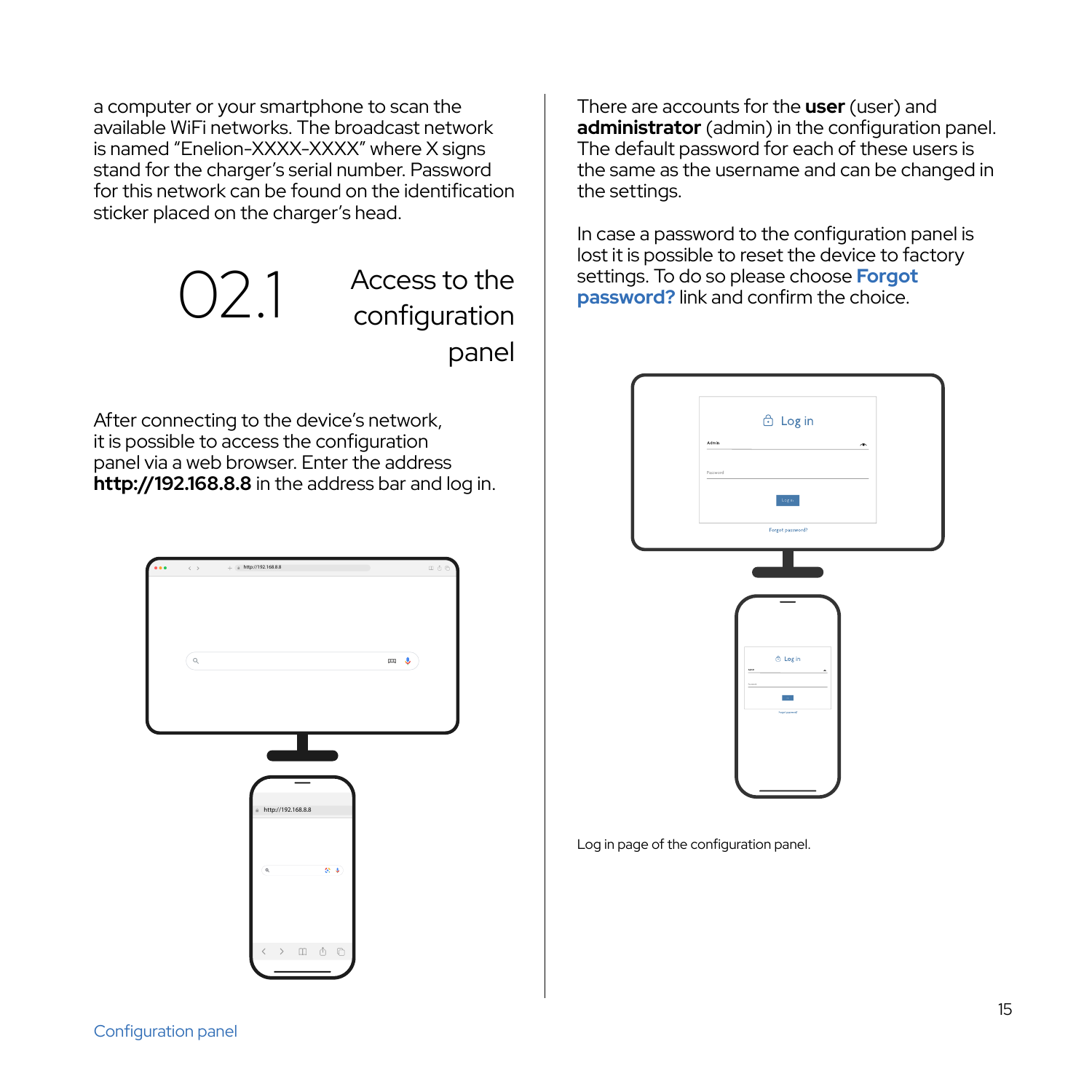a computer or your smartphone to scan the available WiFi networks. The broadcast network is named "Enelion-XXXX-XXXX" where X signs stand for the charger's serial number. Password for this network can be found on the identification sticker placed on the charger's head.

## 02.1 Access to the configuration panel

After connecting to the device's network, it is possible to access the configuration panel via a web browser. Enter the address **http://192.168.8.8** in the address bar and log in.

There are accounts for the **user** (user) and **administrator** (admin) in the configuration panel. The default password for each of these users is the same as the username and can be changed in the settings.

In case a password to the configuration panel is lost it is possible to reset the device to factory settings. To do so please choose **Forgot password?** link and confirm the choice.

Log in page of the configuration panel.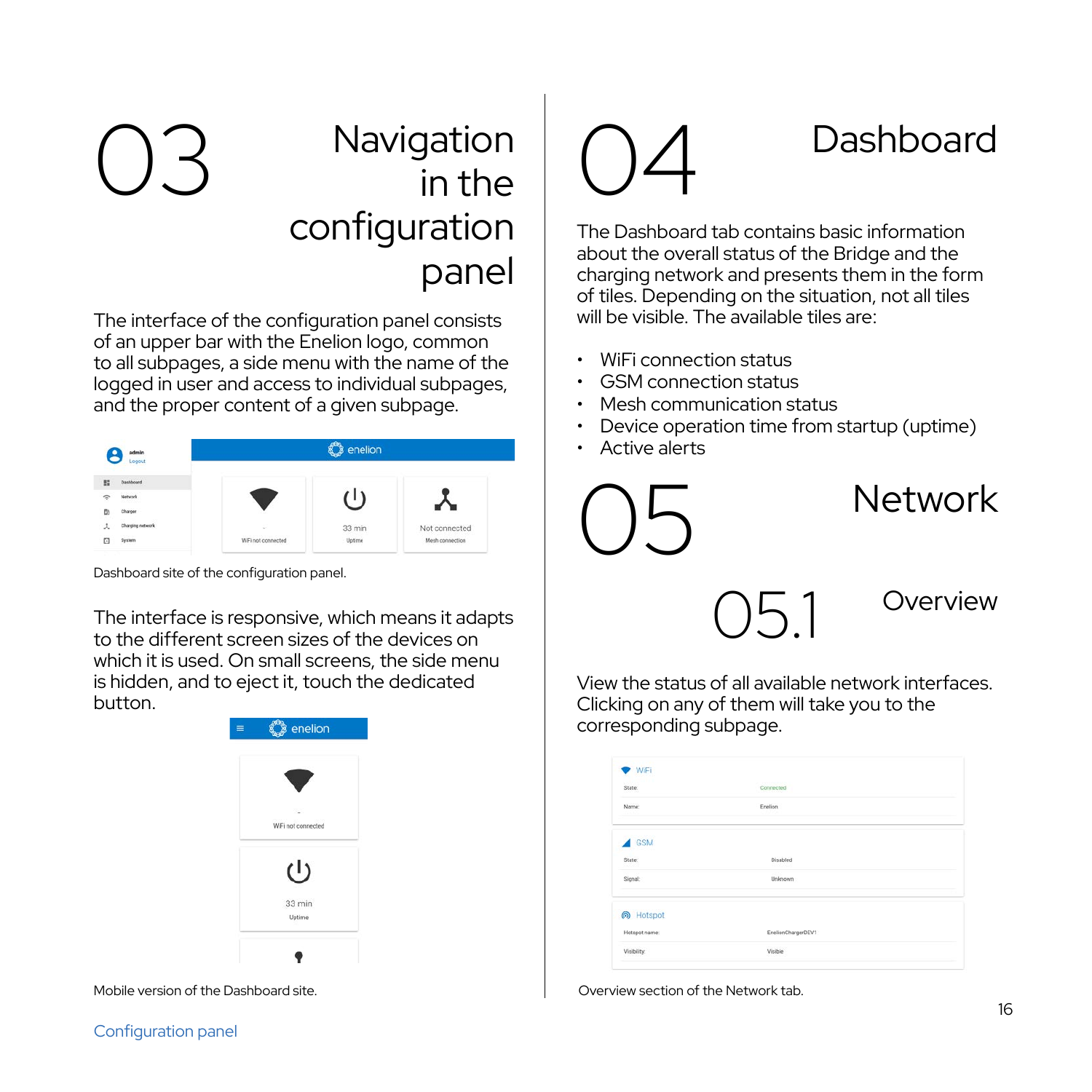# 03 Navigation in the configuration panel

The interface of the configuration panel consists of an upper bar with the Enelion logo, common to all subpages, a side menu with the name of the logged in user and access to individual subpages, and the proper content of a given subpage.

Dashboard site of the configuration panel.

The interface is responsive, which means it adapts to the different screen sizes of the devices on which it is used. On small screens, the side menu is hidden, and to eject it, touch the dedicated button.

Mobile version of the Dashboard site.

# 04 Dashboard

The Dashboard tab contains basic information about the overall status of the Bridge and the charging network and presents them in the form of tiles. Depending on the situation, not all tiles will be visible. The available tiles are:

- WiFi connection status
- GSM connection status
- Mesh communication status
- Device operation time from startup (uptime)
- Active alerts

# 05 Network

## 05.1 Overview

View the status of all available network interfaces. Clicking on any of them will take you to the corresponding subpage.

Overview section of the Network tab.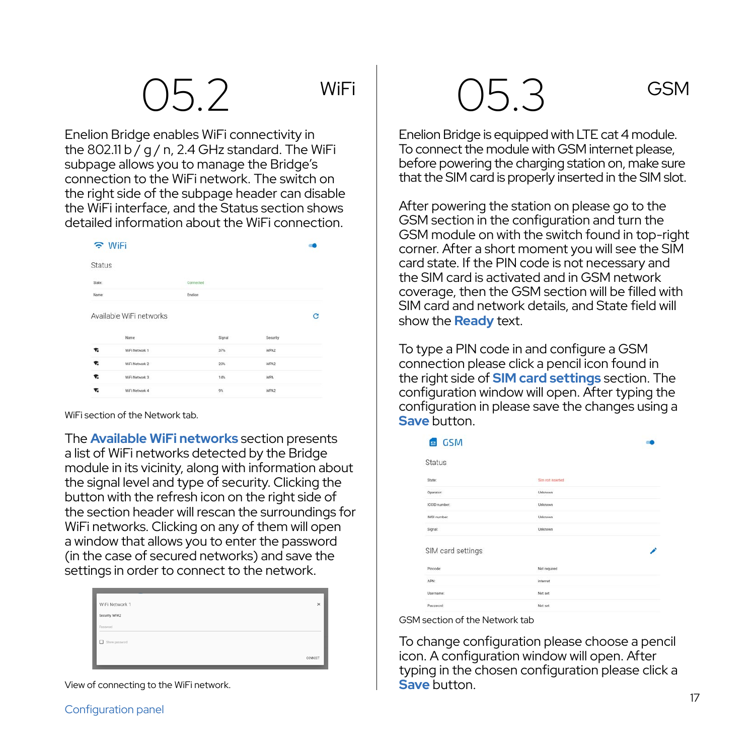## 05.2 WiFi

Enelion Bridge enables WiFi connectivity in the 802.11 b / g / n, 2.4 GHz standard. The WiFi subpage allows you to manage the Bridge's connection to the WiFi network. The switch on the right side of the subpage header can disable the WiFi interface, and the Status section shows detailed information about the WiFi connection.

WiFi

Status

| | |
|---|---|
| State: | Connected |
| Name: | Enelion |

Available WiFi networks

| | Name | Signal | Security |
|---|---|---|---|
| | WiFi Network 1 | 37% | WPA2 |
| | WiFi Network 2 | 20% | WPA2 |
| | WiFi Network 3 | 14% | WPA |
| | WiFi Network 4 | 9% | WPA2 |

WiFi section of the Network tab.

The **Available WiFi networks** section presents a list of WiFi networks detected by the Bridge module in its vicinity, along with information about the signal level and type of security. Clicking the button with the refresh icon on the right side of the section header will rescan the surroundings for WiFi networks. Clicking on any of them will open a window that allows you to enter the password (in the case of secured networks) and save the settings in order to connect to the network.

WiFi Network 1

Security: WPA2

Password

Show password

CONNECT

View of connecting to the WiFi network.

## 05.3 GSM

Enelion Bridge is equipped with LTE cat 4 module. To connect the module with GSM internet please, before powering the charging station on, make sure that the SIM card is properly inserted in the SIM slot.

After powering the station on please go to the GSM section in the configuration and turn the GSM module on with the switch found in top-right corner. After a short moment you will see the SIM card state. If the PIN code is not necessary and the SIM card is activated and in GSM network coverage, then the GSM section will be filled with SIM card and network details, and State field will show the **Ready** text.

To type a PIN code in and configure a GSM connection please click a pencil icon found in the right side of **SIM card settings** section. The configuration window will open. After typing the configuration in please save the changes using a **Save** button.

GSM

Status

| | |
|---|---|
| State: | Sim not inserted |
| Operator: | Unknown |
| ICCID number: | Unknown |
| IMSI number: | Unknown |
| Signal: | Unknown |

SIM card settings

| | |
|---|---|
| Pincode: | Not required |
| APN: | internet |
| Username: | Not set |
| Password: | Not set |

GSM section of the Network tab

To change configuration please choose a pencil icon. A configuration window will open. After typing in the chosen configuration please click a **Save** button.

Configuration panel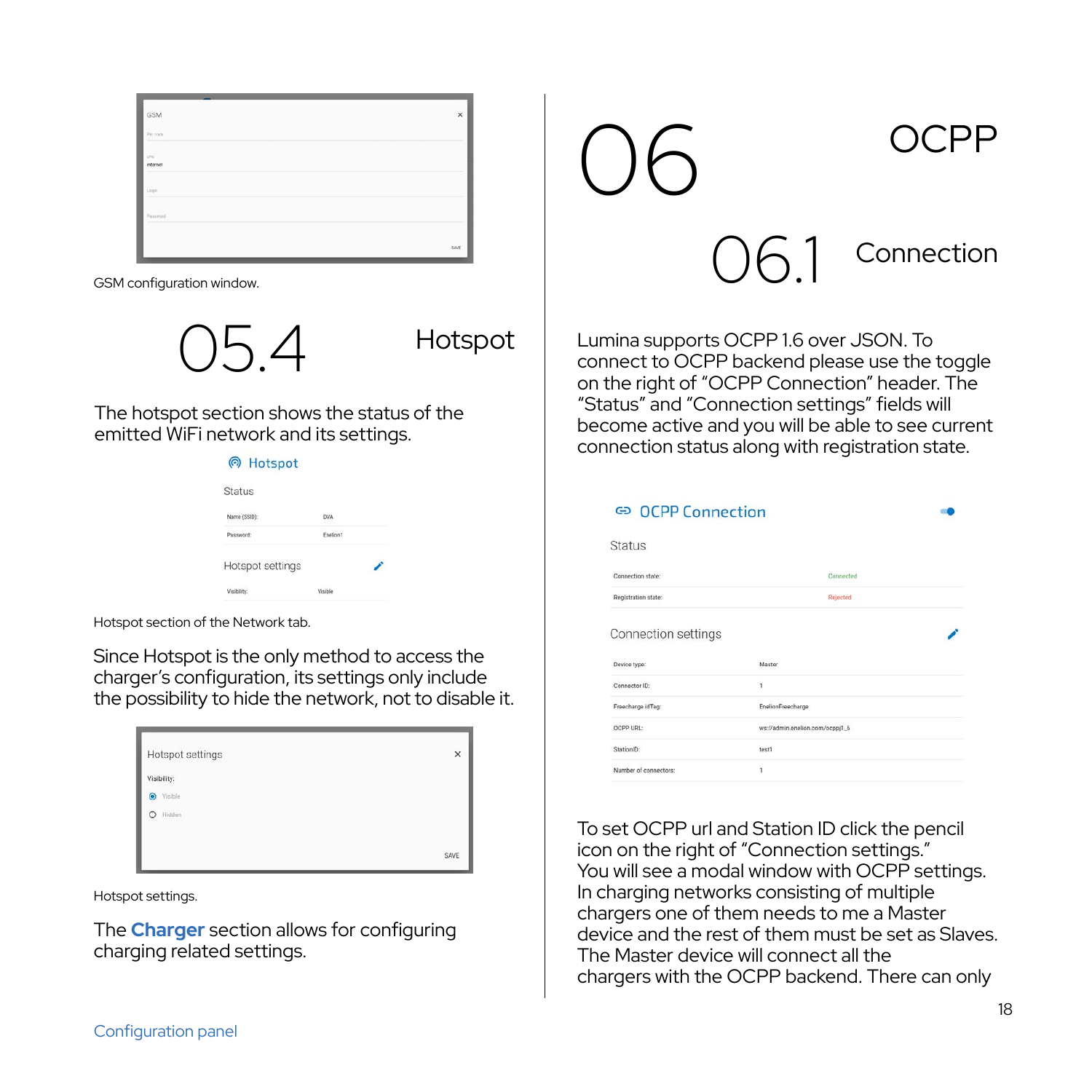GSM configuration window.

## 05.4 Hotspot

The hotspot section shows the status of the emitted WiFi network and its settings.

Hotspot section of the Network tab.

Since Hotspot is the only method to access the charger's configuration, its settings only include the possibility to hide the network, not to disable it.

Hotspot settings.

The **Charger** section allows for configuring charging related settings.

# 06 OCPP

## 06.1 Connection

Lumina supports OCPP 1.6 over JSON. To connect to OCPP backend please use the toggle on the right of "OCPP Connection" header. The "Status" and "Connection settings" fields will become active and you will be able to see current connection status along with registration state.

To set OCPP url and Station ID click the pencil icon on the right of "Connection settings." You will see a modal window with OCPP settings. In charging networks consisting of multiple chargers one of them needs to me a Master device and the rest of them must be set as Slaves. The Master device will connect all the chargers with the OCPP backend. There can only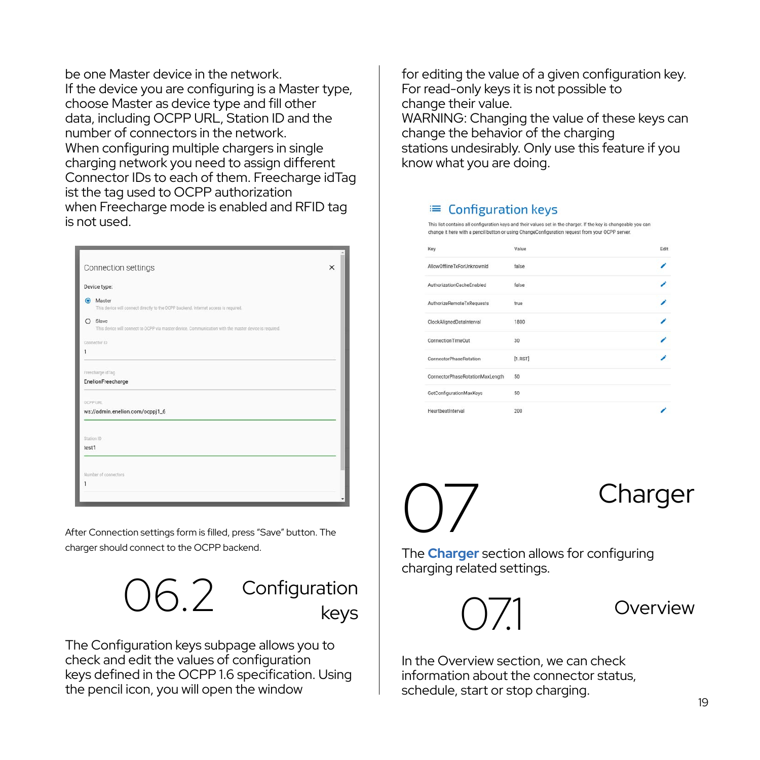be one Master device in the network.
If the device you are configuring is a Master type, choose Master as device type and fill other data, including OCPP URL, Station ID and the number of connectors in the network.
When configuring multiple chargers in single charging network you need to assign different Connector IDs to each of them. Freecharge idTag ist the tag used to OCPP authorization when Freecharge mode is enabled and RFID tag is not used.

Connection settings

Device type:

- Master — This device will connect directly to the OCPP backend. Internet access is required.
- Slave — This device will connect to OCPP via master device. Communication with the master device is required.

Connector ID: 1

Freecharge idTag: EnelionFreecharge

OCPP URL: ws://admin.enelion.com/ocppj1_6

Station ID: test1

Number of connectors: 1

After Connection settings form is filled, press "Save" button. The charger should connect to the OCPP backend.

## 06.2 Configuration keys

The Configuration keys subpage allows you to check and edit the values of configuration keys defined in the OCPP 1.6 specification. Using the pencil icon, you will open the window for editing the value of a given configuration key. For read-only keys it is not possible to change their value.
WARNING: Changing the value of these keys can change the behavior of the charging stations undesirably. Only use this feature if you know what you are doing.

Configuration keys

This list contains all configuration keys and their values set in the charger. If the key is changeable you can change it here with a pencil button or using ChangeConfiguration request from your OCPP server.

| Key | Value | Edit |
|---|---|---|
| AllowOfflineTxForUnknownId | false | ✎ |
| AuthorizationCacheEnabled | false | ✎ |
| AuthorizeRemoteTxRequests | true | ✎ |
| ClockAlignedDataInterval | 1800 | ✎ |
| ConnectionTimeOut | 30 | ✎ |
| ConnectorPhaseRotation | [1.RST] | ✎ |
| ConnectorPhaseRotationMaxLength | 50 | |
| GetConfigurationMaxKeys | 50 | |
| HeartbeatInterval | 200 | ✎ |

# 07 Charger

The **Charger** section allows for configuring charging related settings.

## 07.1 Overview

In the Overview section, we can check information about the connector status, schedule, start or stop charging.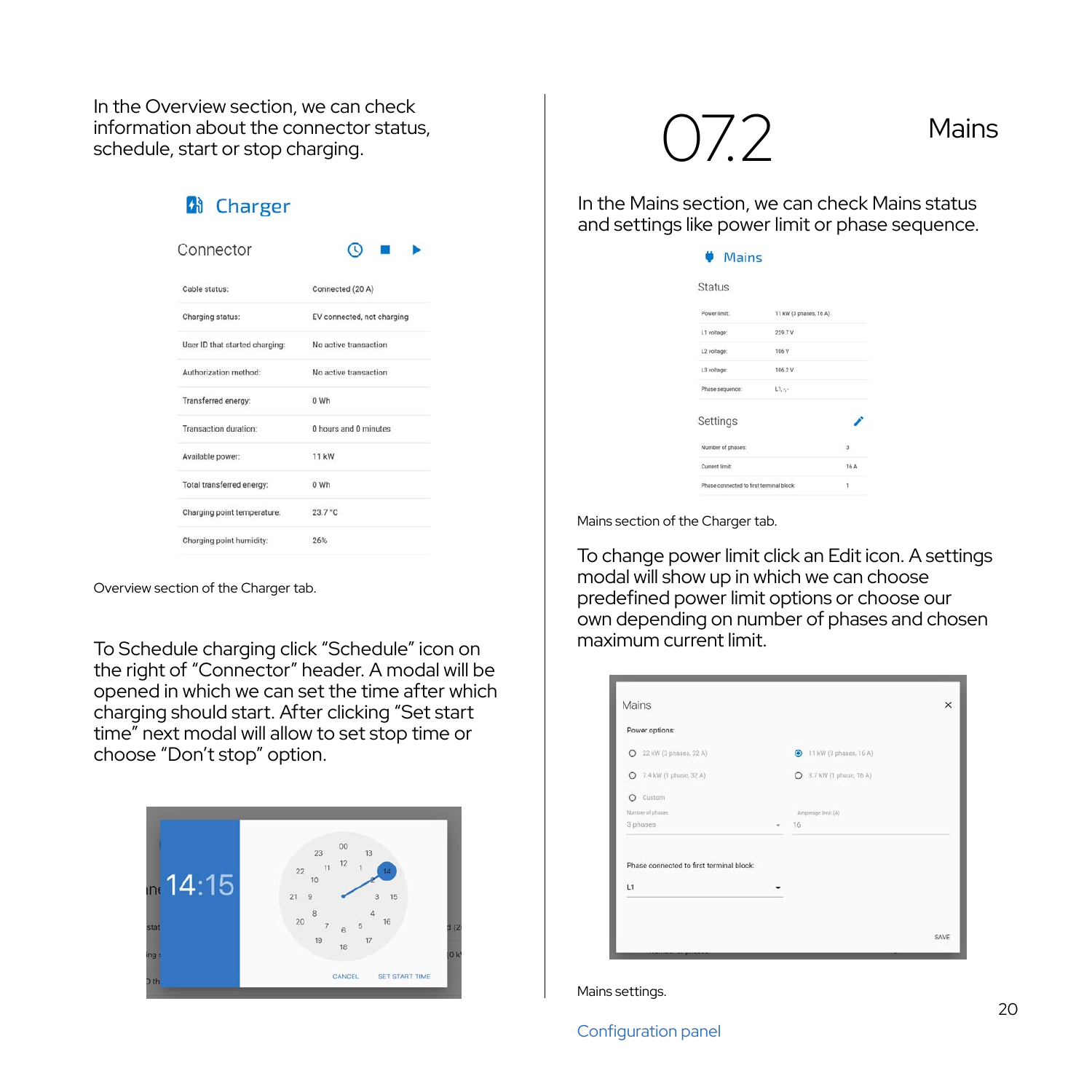In the Overview section, we can check information about the connector status, schedule, start or stop charging.

**Charger**

Connector

| | |
|---|---|
| Cable status: | Connected (20 A) |
| Charging status: | EV connected, not charging |
| User ID that started charging: | No active transaction |
| Authorization method: | No active transaction |
| Transferred energy: | 0 Wh |
| Transaction duration: | 0 hours and 0 minutes |
| Available power: | 11 kW |
| Total transferred energy: | 0 Wh |
| Charging point temperature: | 23.7 °C |
| Charging point humidity: | 26% |

Overview section of the Charger tab.

To Schedule charging click "Schedule" icon on the right of "Connector" header. A modal will be opened in which we can set the time after which charging should start. After clicking "Set start time" next modal will allow to set stop time or choose "Don't stop" option.

# 07.2 Mains

In the Mains section, we can check Mains status and settings like power limit or phase sequence.

**Mains**

Status

| | |
|---|---|
| Power limit: | 11 kW (3 phases, 16 A) |
| L1 voltage: | 229.7 V |
| L2 voltage: | 106 V |
| L3 voltage: | 106.2 V |
| Phase sequence: | L1, -, - |

Settings

| | |
|---|---|
| Number of phases: | 3 |
| Current limit: | 16 A |
| Phase connected to first terminal block: | 1 |

Mains section of the Charger tab.

To change power limit click an Edit icon. A settings modal will show up in which we can choose predefined power limit options or choose our own depending on number of phases and chosen maximum current limit.

Mains settings.

Configuration panel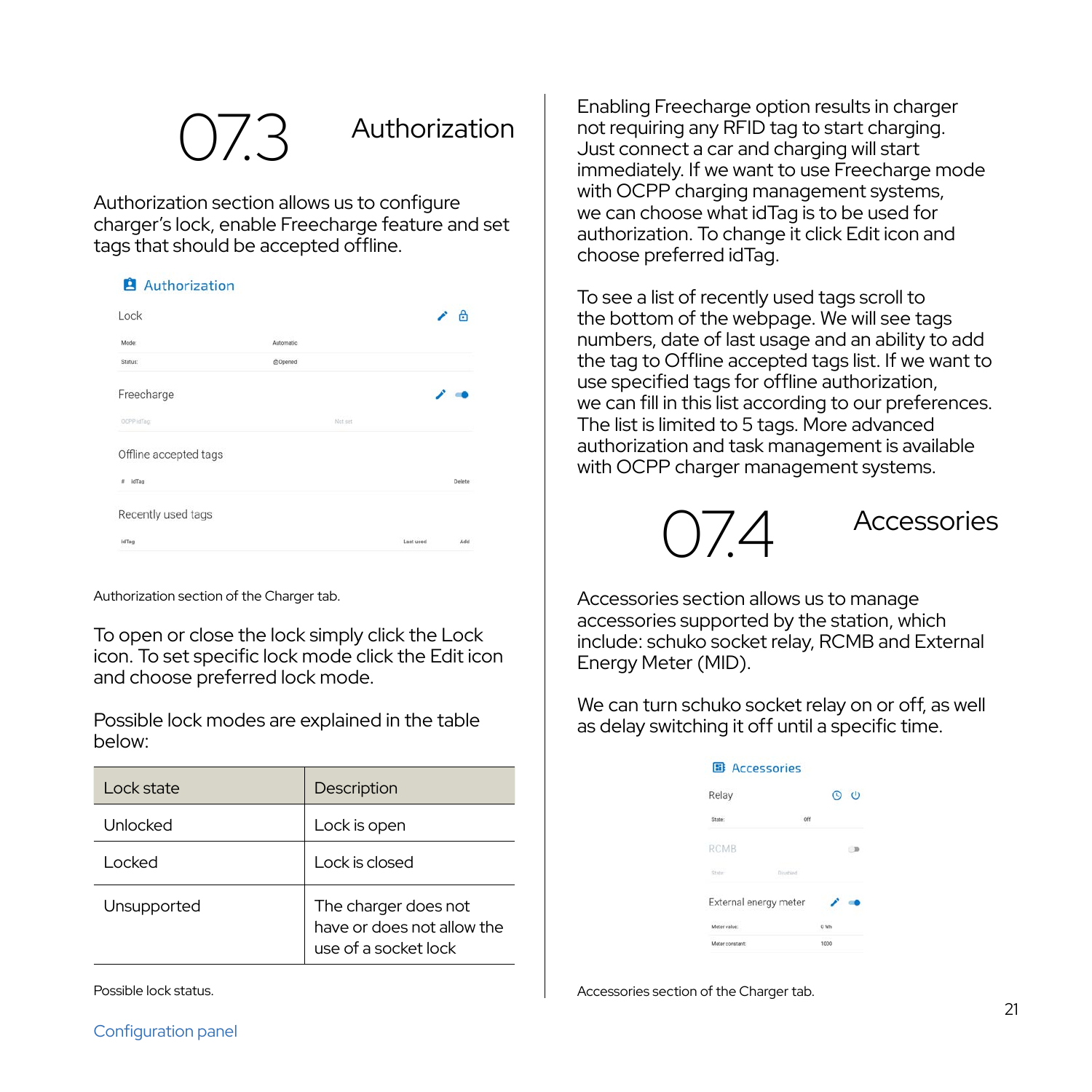## 07.3 Authorization

Authorization section allows us to configure charger's lock, enable Freecharge feature and set tags that should be accepted offline.

Authorization section of the Charger tab.

To open or close the lock simply click the Lock icon. To set specific lock mode click the Edit icon and choose preferred lock mode.

Possible lock modes are explained in the table below:

| Lock state | Description |
|---|---|
| Unlocked | Lock is open |
| Locked | Lock is closed |
| Unsupported | The charger does not have or does not allow the use of a socket lock |

Possible lock status.

Enabling Freecharge option results in charger not requiring any RFID tag to start charging. Just connect a car and charging will start immediately. If we want to use Freecharge mode with OCPP charging management systems, we can choose what idTag is to be used for authorization. To change it click Edit icon and choose preferred idTag.

To see a list of recently used tags scroll to the bottom of the webpage. We will see tags numbers, date of last usage and an ability to add the tag to Offline accepted tags list. If we want to use specified tags for offline authorization, we can fill in this list according to our preferences. The list is limited to 5 tags. More advanced authorization and task management is available with OCPP charger management systems.

## 07.4 Accessories

Accessories section allows us to manage accessories supported by the station, which include: schuko socket relay, RCMB and External Energy Meter (MID).

We can turn schuko socket relay on or off, as well as delay switching it off until a specific time.

Accessories section of the Charger tab.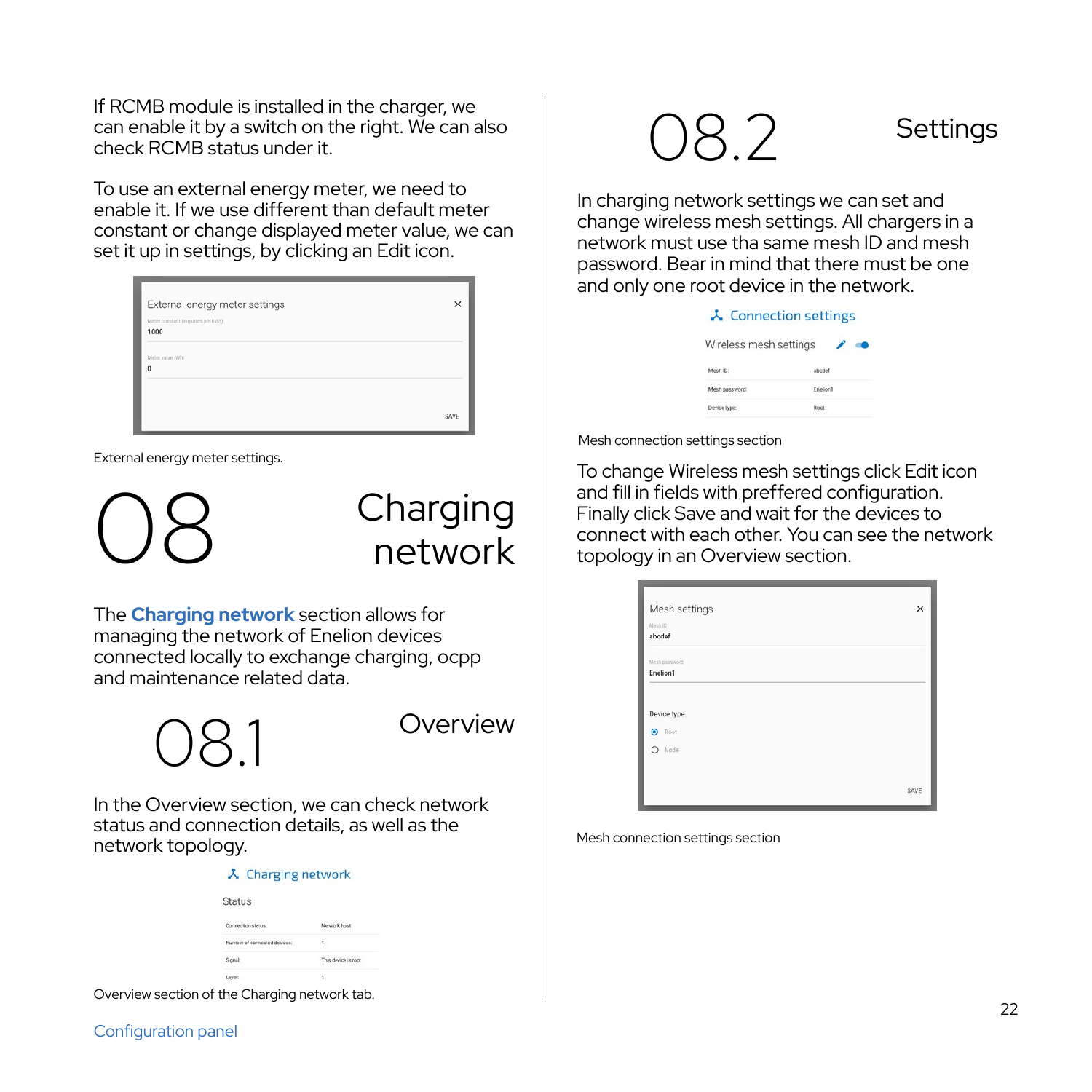If RCMB module is installed in the charger, we can enable it by a switch on the right. We can also check RCMB status under it.

To use an external energy meter, we need to enable it. If we use different than default meter constant or change displayed meter value, we can set it up in settings, by clicking an Edit icon.

External energy meter settings.

# 08 Charging network

The **Charging network** section allows for managing the network of Enelion devices connected locally to exchange charging, ocpp and maintenance related data.

## 08.1 Overview

In the Overview section, we can check network status and connection details, as well as the network topology.

Overview section of the Charging network tab.

## 08.2 Settings

In charging network settings we can set and change wireless mesh settings. All chargers in a network must use tha same mesh ID and mesh password. Bear in mind that there must be one and only one root device in the network.

Mesh connection settings section

To change Wireless mesh settings click Edit icon and fill in fields with preffered configuration. Finally click Save and wait for the devices to connect with each other. You can see the network topology in an Overview section.

Mesh connection settings section

Configuration panel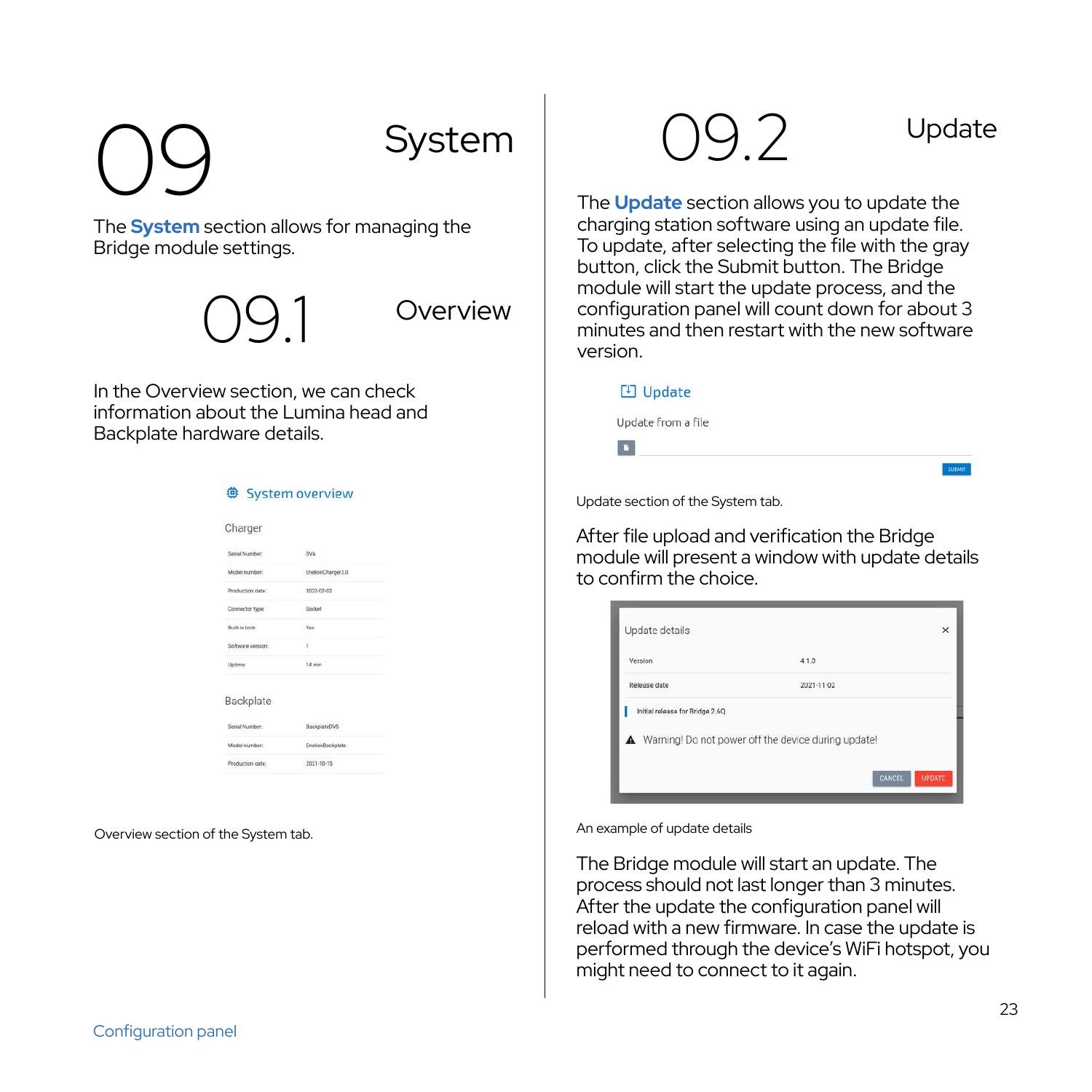# 09 System

The **System** section allows for managing the Bridge module settings.

## 09.1 Overview

In the Overview section, we can check information about the Lumina head and Backplate hardware details.

**System overview**

Charger

| | |
|---|---|
| Serial Number: | DVA |
| Model number: | EnelionCharger3.0 |
| Production date: | 2022-02-02 |
| Connector type: | Socket |
| Built-in lock: | Yes |
| Software version: | 1 |
| Uptime: | 14 min |

Backplate

| | |
|---|---|
| Serial Number: | BackplateDV5 |
| Model number: | EnelionBackplate |
| Production date: | 2021-10-15 |

Overview section of the System tab.

## 09.2 Update

The **Update** section allows you to update the charging station software using an update file. To update, after selecting the file with the gray button, click the Submit button. The Bridge module will start the update process, and the configuration panel will count down for about 3 minutes and then restart with the new software version.

**Update**

Update from a file

SUBMIT

Update section of the System tab.

After file upload and verification the Bridge module will present a window with update details to confirm the choice.

Update details

| | |
|---|---|
| Version | 4.1.0 |
| Release date | 2021-11-02 |

Initial release for Bridge 2.6Q

Warning! Do not power off the device during update!

CANCEL UPDATE

An example of update details

The Bridge module will start an update. The process should not last longer than 3 minutes. After the update the configuration panel will reload with a new firmware. In case the update is performed through the device's WiFi hotspot, you might need to connect to it again.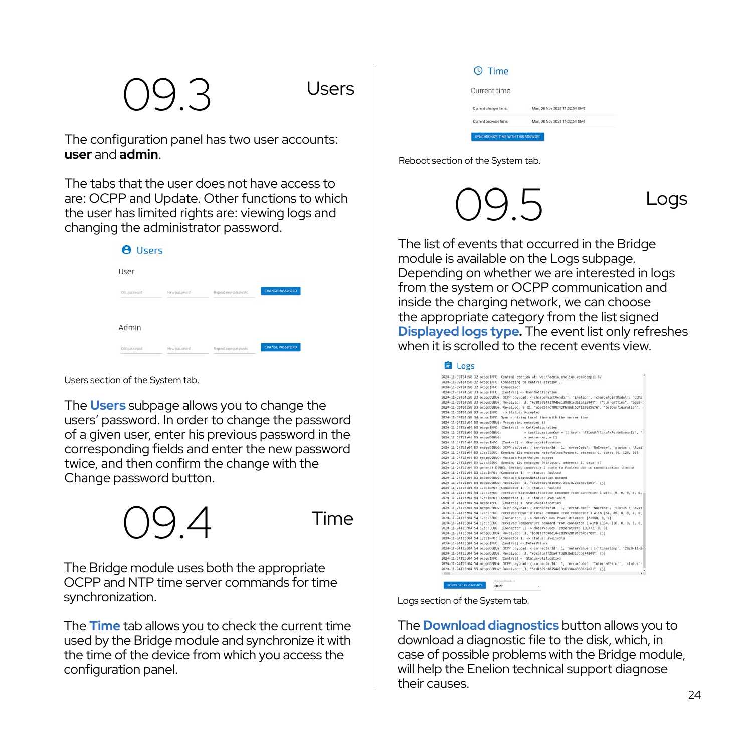## 09.3 Users

The configuration panel has two user accounts: **user** and **admin**.

The tabs that the user does not have access to are: OCPP and Update. Other functions to which the user has limited rights are: viewing logs and changing the administrator password.

Users section of the System tab.

The **Users** subpage allows you to change the users' password. In order to change the password of a given user, enter his previous password in the corresponding fields and enter the new password twice, and then confirm the change with the Change password button.

## 09.4 Time

The Bridge module uses both the appropriate OCPP and NTP time server commands for time synchronization.

The **Time** tab allows you to check the current time used by the Bridge module and synchronize it with the time of the device from which you access the configuration panel.

Reboot section of the System tab.

## 09.5 Logs

The list of events that occurred in the Bridge module is available on the Logs subpage. Depending on whether we are interested in logs from the system or OCPP communication and inside the charging network, we can choose the appropriate category from the list signed **Displayed logs type.** The event list only refreshes when it is scrolled to the recent events view.

Logs section of the System tab.

The **Download diagnostics** button allows you to download a diagnostic file to the disk, which, in case of possible problems with the Bridge module, will help the Enelion technical support diagnose their causes.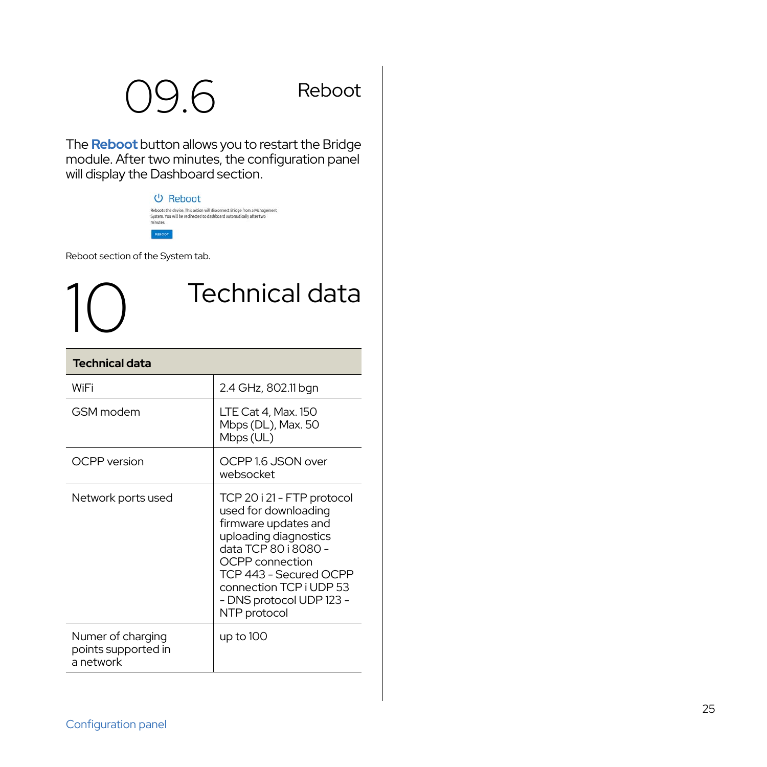## 09.6 Reboot

The **Reboot** button allows you to restart the Bridge module. After two minutes, the configuration panel will display the Dashboard section.

Reboot

Reboots the device. This action will disconnect Bridge from a Management System. You will be redirected to dashboard automatically after two minutes.

REBOOT

Reboot section of the System tab.

# 10 Technical data

| Technical data | |
|---|---|
| WiFi | 2.4 GHz, 802.11 bgn |
| GSM modem | LTE Cat 4, Max. 150 Mbps (DL), Max. 50 Mbps (UL) |
| OCPP version | OCPP 1.6 JSON over websocket |
| Network ports used | TCP 20 i 21 - FTP protocol used for downloading firmware updates and uploading diagnostics data TCP 80 i 8080 - OCPP connection TCP 443 - Secured OCPP connection TCP i UDP 53 - DNS protocol UDP 123 - NTP protocol |
| Numer of charging points supported in a network | up to 100 |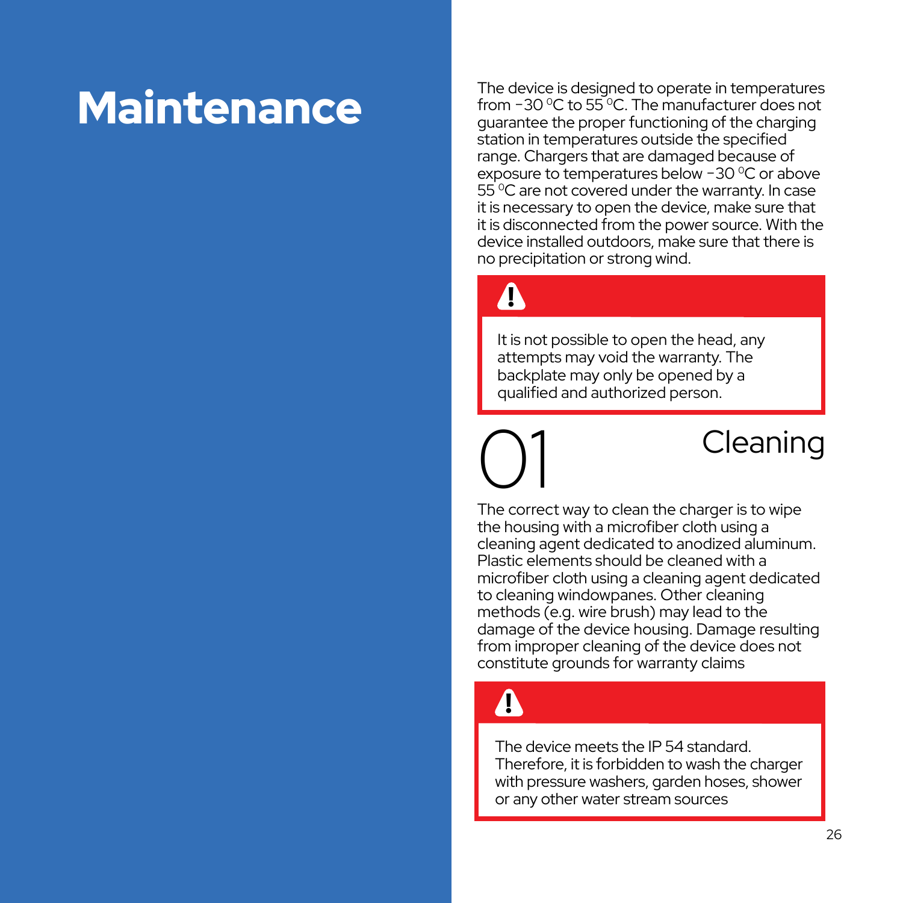# Maintenance

The device is designed to operate in temperatures from −30 °C to 55 °C. The manufacturer does not guarantee the proper functioning of the charging station in temperatures outside the specified range. Chargers that are damaged because of exposure to temperatures below −30 °C or above 55 °C are not covered under the warranty. In case it is necessary to open the device, make sure that it is disconnected from the power source. With the device installed outdoors, make sure that there is no precipitation or strong wind.

> **!**
>
> It is not possible to open the head, any attempts may void the warranty. The backplate may only be opened by a qualified and authorized person.

## 01 Cleaning

The correct way to clean the charger is to wipe the housing with a microfiber cloth using a cleaning agent dedicated to anodized aluminum. Plastic elements should be cleaned with a microfiber cloth using a cleaning agent dedicated to cleaning windowpanes. Other cleaning methods (e.g. wire brush) may lead to the damage of the device housing. Damage resulting from improper cleaning of the device does not constitute grounds for warranty claims

> **!**
>
> The device meets the IP 54 standard. Therefore, it is forbidden to wash the charger with pressure washers, garden hoses, shower or any other water stream sources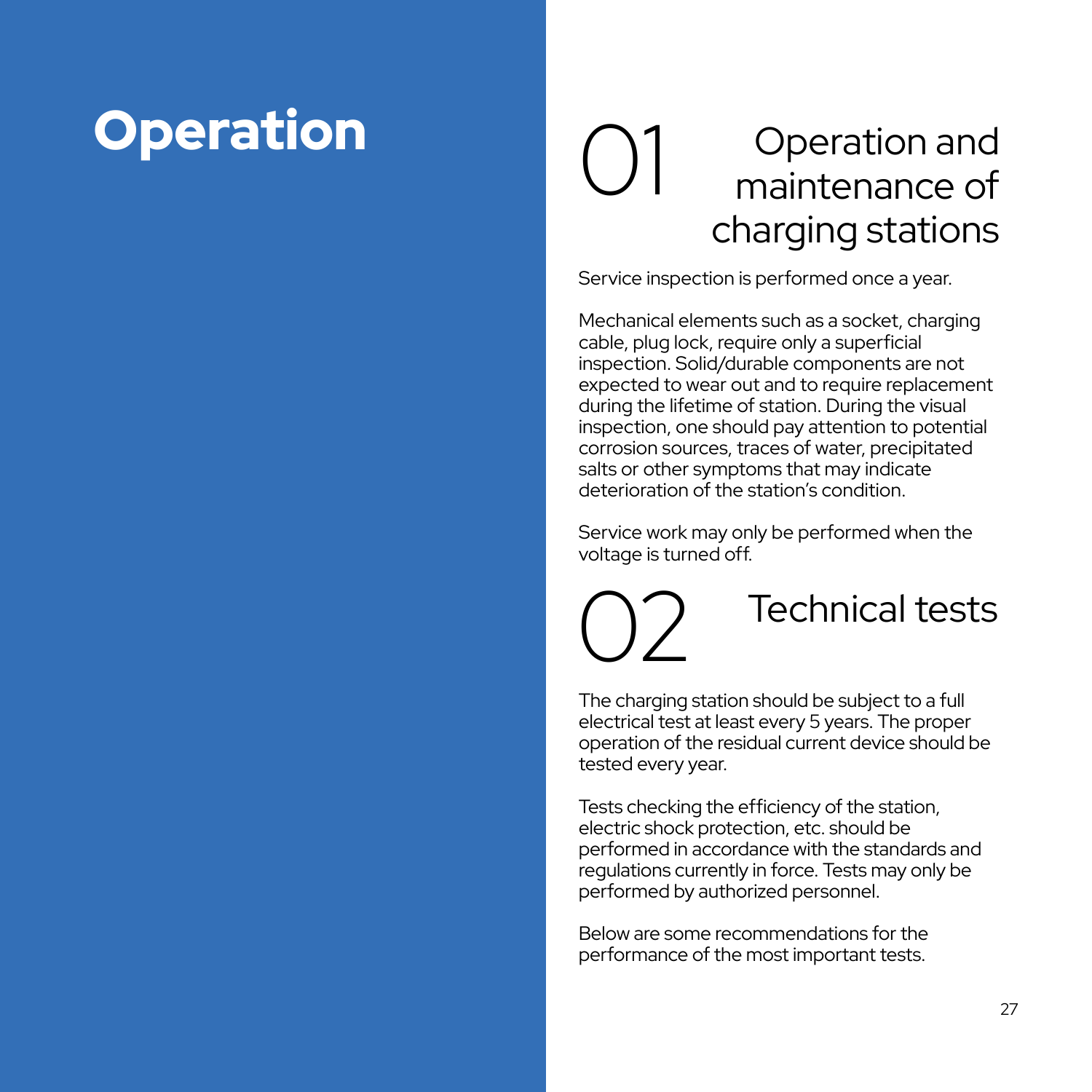# Operation

## 01 Operation and maintenance of charging stations

Service inspection is performed once a year.

Mechanical elements such as a socket, charging cable, plug lock, require only a superficial inspection. Solid/durable components are not expected to wear out and to require replacement during the lifetime of station. During the visual inspection, one should pay attention to potential corrosion sources, traces of water, precipitated salts or other symptoms that may indicate deterioration of the station's condition.

Service work may only be performed when the voltage is turned off.

## 02 Technical tests

The charging station should be subject to a full electrical test at least every 5 years. The proper operation of the residual current device should be tested every year.

Tests checking the efficiency of the station, electric shock protection, etc. should be performed in accordance with the standards and regulations currently in force. Tests may only be performed by authorized personnel.

Below are some recommendations for the performance of the most important tests.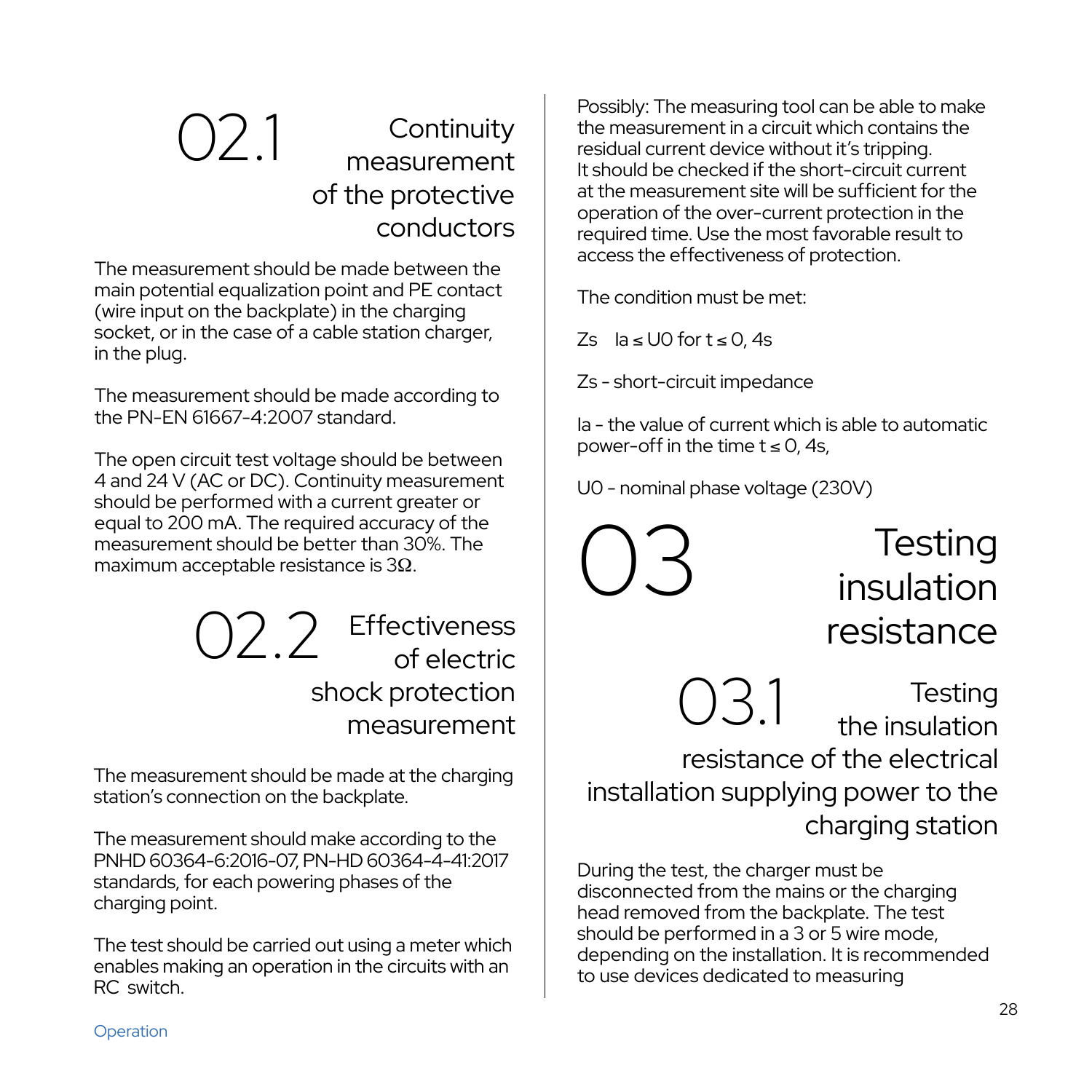## 02.1 Continuity measurement of the protective conductors

The measurement should be made between the main potential equalization point and PE contact (wire input on the backplate) in the charging socket, or in the case of a cable station charger, in the plug.

The measurement should be made according to the PN-EN 61667-4:2007 standard.

The open circuit test voltage should be between 4 and 24 V (AC or DC). Continuity measurement should be performed with a current greater or equal to 200 mA. The required accuracy of the measurement should be better than 30%. The maximum acceptable resistance is 3Ω.

## 02.2 Effectiveness of electric shock protection measurement

The measurement should be made at the charging station's connection on the backplate.

The measurement should make according to the PNHD 60364-6:2016-07, PN-HD 60364-4-41:2017 standards, for each powering phases of the charging point.

The test should be carried out using a meter which enables making an operation in the circuits with an RC switch.

Possibly: The measuring tool can be able to make the measurement in a circuit which contains the residual current device without it's tripping. It should be checked if the short-circuit current at the measurement site will be sufficient for the operation of the over-current protection in the required time. Use the most favorable result to access the effectiveness of protection.

The condition must be met:

$Z_s \quad I_a \leq U_0$ for $t \leq 0,4s$

Zs - short-circuit impedance

Ia - the value of current which is able to automatic power-off in the time $t \leq 0,4s$,

U0 - nominal phase voltage (230V)

# 03 Testing insulation resistance

## 03.1 Testing the insulation resistance of the electrical installation supplying power to the charging station

During the test, the charger must be disconnected from the mains or the charging head removed from the backplate. The test should be performed in a 3 or 5 wire mode, depending on the installation. It is recommended to use devices dedicated to measuring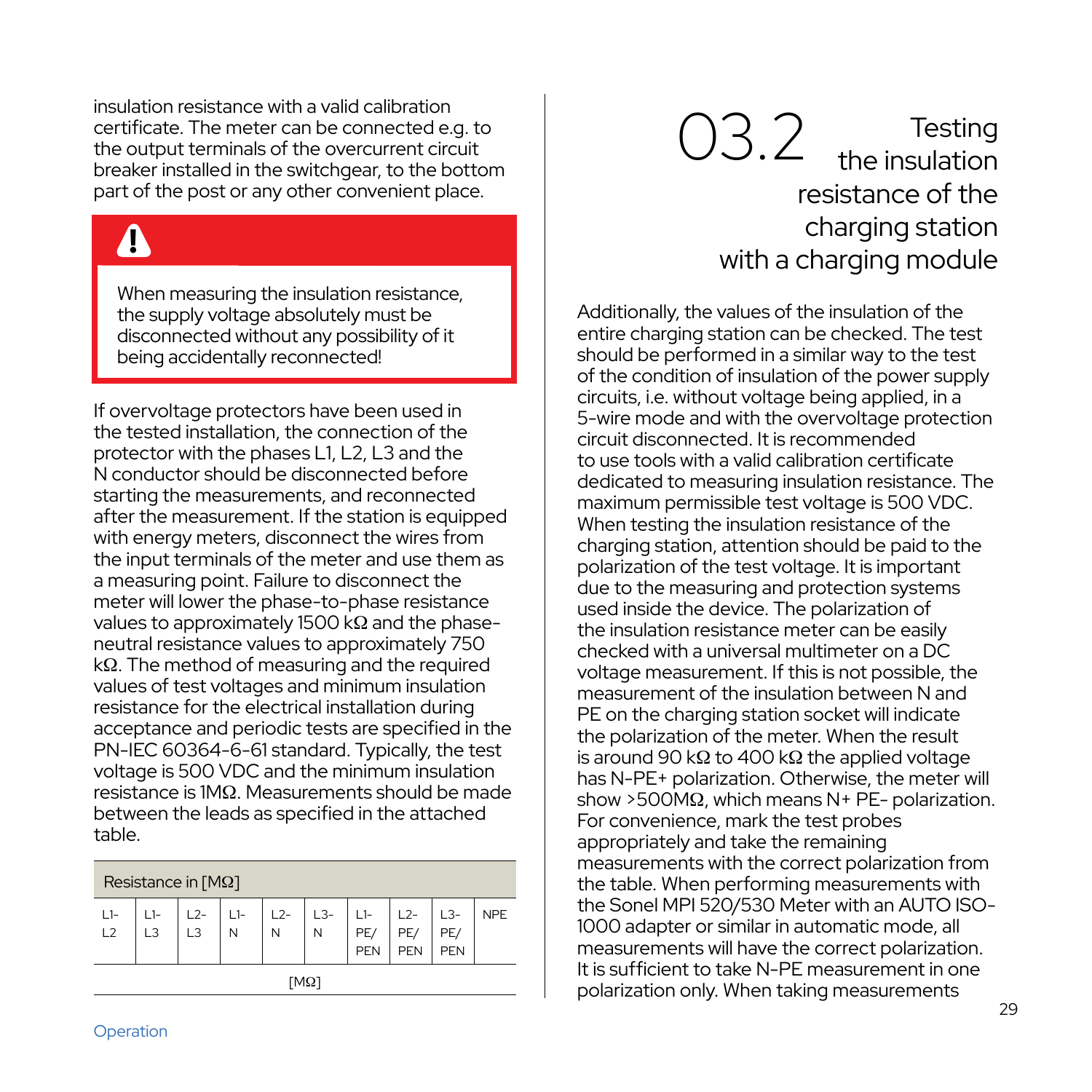insulation resistance with a valid calibration certificate. The meter can be connected e.g. to the output terminals of the overcurrent circuit breaker installed in the switchgear, to the bottom part of the post or any other convenient place.

> **!**
>
> When measuring the insulation resistance, the supply voltage absolutely must be disconnected without any possibility of it being accidentally reconnected!

If overvoltage protectors have been used in the tested installation, the connection of the protector with the phases L1, L2, L3 and the N conductor should be disconnected before starting the measurements, and reconnected after the measurement. If the station is equipped with energy meters, disconnect the wires from the input terminals of the meter and use them as a measuring point. Failure to disconnect the meter will lower the phase-to-phase resistance values to approximately 1500 kΩ and the phase-neutral resistance values to approximately 750 kΩ. The method of measuring and the required values of test voltages and minimum insulation resistance for the electrical installation during acceptance and periodic tests are specified in the PN-IEC 60364-6-61 standard. Typically, the test voltage is 500 VDC and the minimum insulation resistance is 1MΩ. Measurements should be made between the leads as specified in the attached table.

| Resistance in [MΩ] | | | | | | | | | |
|---|---|---|---|---|---|---|---|---|---|
| L1-L2 | L1-L3 | L2-L3 | L1-N | L2-N | L3-N | L1-PE/PEN | L2-PE/PEN | L3-PE/PEN | NPE |
| [MΩ] | | | | | | | | | |

## 03.2 Testing the insulation resistance of the charging station with a charging module

Additionally, the values of the insulation of the entire charging station can be checked. The test should be performed in a similar way to the test of the condition of insulation of the power supply circuits, i.e. without voltage being applied, in a 5-wire mode and with the overvoltage protection circuit disconnected. It is recommended to use tools with a valid calibration certificate dedicated to measuring insulation resistance. The maximum permissible test voltage is 500 VDC. When testing the insulation resistance of the charging station, attention should be paid to the polarization of the test voltage. It is important due to the measuring and protection systems used inside the device. The polarization of the insulation resistance meter can be easily checked with a universal multimeter on a DC voltage measurement. If this is not possible, the measurement of the insulation between N and PE on the charging station socket will indicate the polarization of the meter. When the result is around 90 kΩ to 400 kΩ the applied voltage has N-PE+ polarization. Otherwise, the meter will show >500MΩ, which means N+ PE- polarization. For convenience, mark the test probes appropriately and take the remaining measurements with the correct polarization from the table. When performing measurements with the Sonel MPI 520/530 Meter with an AUTO ISO-1000 adapter or similar in automatic mode, all measurements will have the correct polarization. It is sufficient to take N-PE measurement in one polarization only. When taking measurements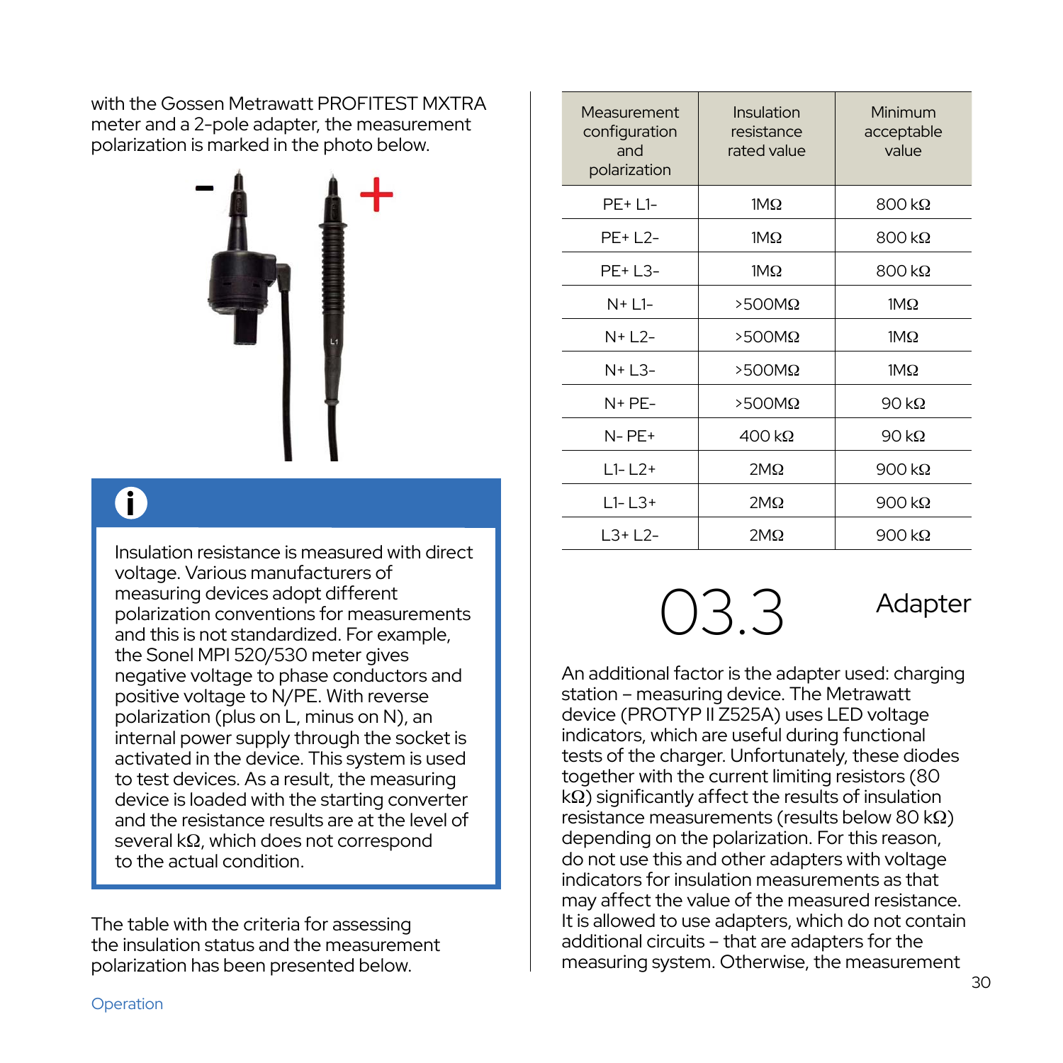with the Gossen Metrawatt PROFITEST MXTRA meter and a 2-pole adapter, the measurement polarization is marked in the photo below.

> Insulation resistance is measured with direct voltage. Various manufacturers of measuring devices adopt different polarization conventions for measurements and this is not standardized. For example, the Sonel MPI 520/530 meter gives negative voltage to phase conductors and positive voltage to N/PE. With reverse polarization (plus on L, minus on N), an internal power supply through the socket is activated in the device. This system is used to test devices. As a result, the measuring device is loaded with the starting converter and the resistance results are at the level of several kΩ, which does not correspond to the actual condition.

The table with the criteria for assessing the insulation status and the measurement polarization has been presented below.

| Measurement configuration and polarization | Insulation resistance rated value | Minimum acceptable value |
|---|---|---|
| PE+ L1- | 1MΩ | 800 kΩ |
| PE+ L2- | 1MΩ | 800 kΩ |
| PE+ L3- | 1MΩ | 800 kΩ |
| N+ L1- | >500MΩ | 1MΩ |
| N+ L2- | >500MΩ | 1MΩ |
| N+ L3- | >500MΩ | 1MΩ |
| N+ PE- | >500MΩ | 90 kΩ |
| N- PE+ | 400 kΩ | 90 kΩ |
| L1- L2+ | 2MΩ | 900 kΩ |
| L1- L3+ | 2MΩ | 900 kΩ |
| L3+ L2- | 2MΩ | 900 kΩ |

## 03.3 Adapter

An additional factor is the adapter used: charging station – measuring device. The Metrawatt device (PROTYP II Z525A) uses LED voltage indicators, which are useful during functional tests of the charger. Unfortunately, these diodes together with the current limiting resistors (80 kΩ) significantly affect the results of insulation resistance measurements (results below 80 kΩ) depending on the polarization. For this reason, do not use this and other adapters with voltage indicators for insulation measurements as that may affect the value of the measured resistance. It is allowed to use adapters, which do not contain additional circuits – that are adapters for the measuring system. Otherwise, the measurement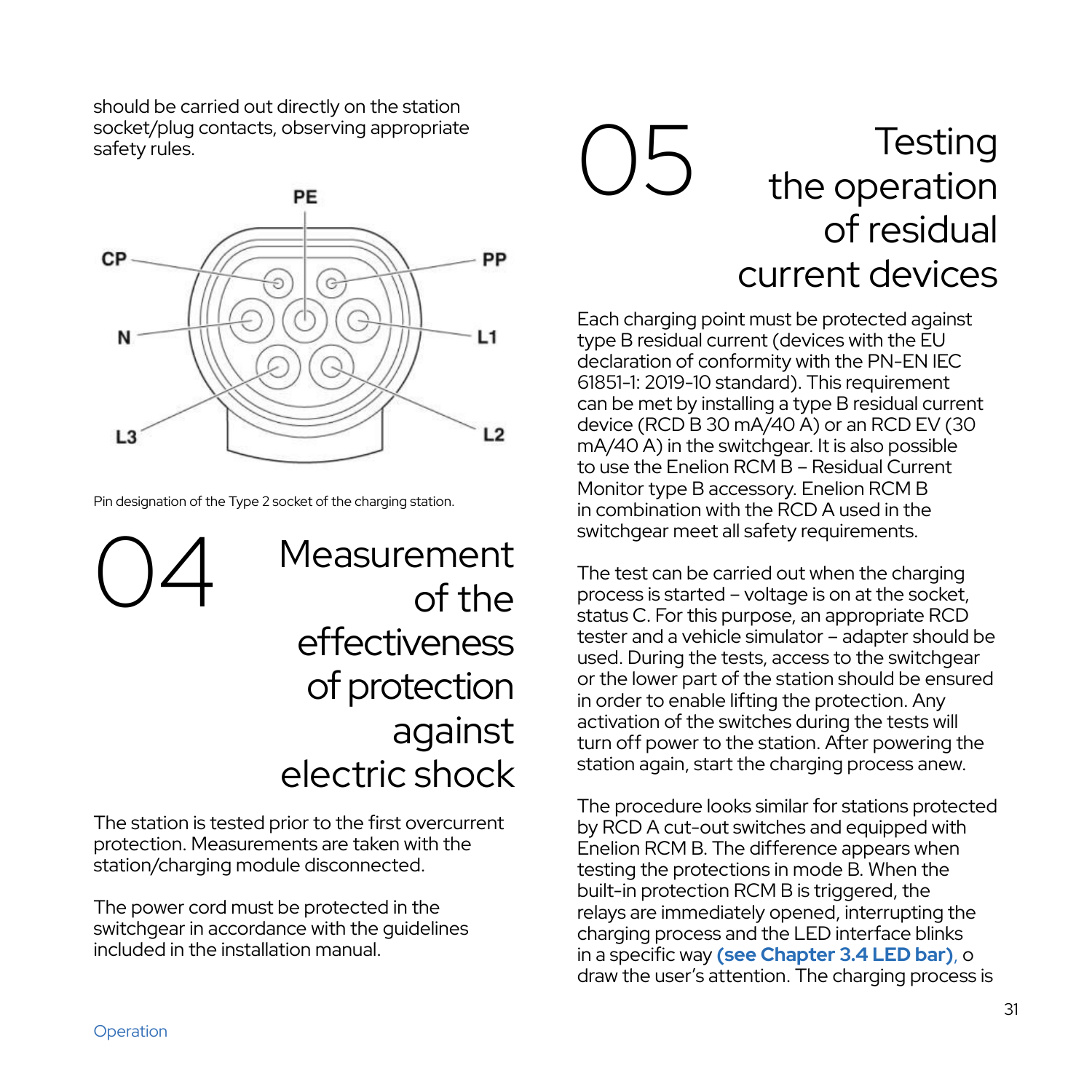should be carried out directly on the station socket/plug contacts, observing appropriate safety rules.

Pin designation of the Type 2 socket of the charging station.

## 04 Measurement of the effectiveness of protection against electric shock

The station is tested prior to the first overcurrent protection. Measurements are taken with the station/charging module disconnected.

The power cord must be protected in the switchgear in accordance with the guidelines included in the installation manual.

## 05 Testing the operation of residual current devices

Each charging point must be protected against type B residual current (devices with the EU declaration of conformity with the PN-EN IEC 61851-1: 2019-10 standard). This requirement can be met by installing a type B residual current device (RCD B 30 mA/40 A) or an RCD EV (30 mA/40 A) in the switchgear. It is also possible to use the Enelion RCM B – Residual Current Monitor type B accessory. Enelion RCM B in combination with the RCD A used in the switchgear meet all safety requirements.

The test can be carried out when the charging process is started – voltage is on at the socket, status C. For this purpose, an appropriate RCD tester and a vehicle simulator – adapter should be used. During the tests, access to the switchgear or the lower part of the station should be ensured in order to enable lifting the protection. Any activation of the switches during the tests will turn off power to the station. After powering the station again, start the charging process anew.

The procedure looks similar for stations protected by RCD A cut-out switches and equipped with Enelion RCM B. The difference appears when testing the protections in mode B. When the built-in protection RCM B is triggered, the relays are immediately opened, interrupting the charging process and the LED interface blinks in a specific way **(see Chapter 3.4 LED bar)**, o draw the user's attention. The charging process is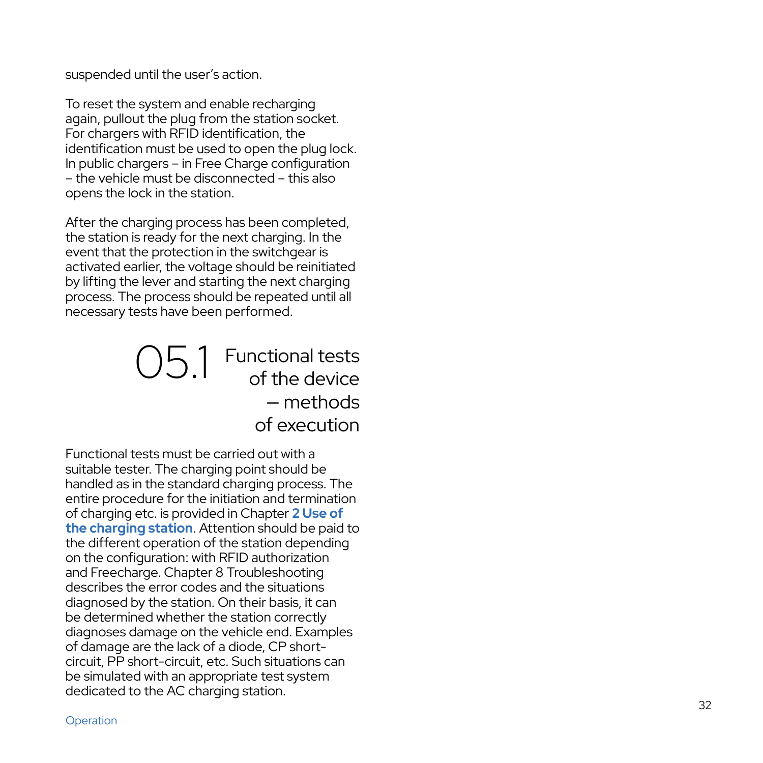suspended until the user's action.

To reset the system and enable recharging again, pullout the plug from the station socket. For chargers with RFID identification, the identification must be used to open the plug lock. In public chargers – in Free Charge configuration – the vehicle must be disconnected – this also opens the lock in the station.

After the charging process has been completed, the station is ready for the next charging. In the event that the protection in the switchgear is activated earlier, the voltage should be reinitiated by lifting the lever and starting the next charging process. The process should be repeated until all necessary tests have been performed.

## 05.1 Functional tests of the device – methods of execution

Functional tests must be carried out with a suitable tester. The charging point should be handled as in the standard charging process. The entire procedure for the initiation and termination of charging etc. is provided in Chapter **2 Use of the charging station**. Attention should be paid to the different operation of the station depending on the configuration: with RFID authorization and Freecharge. Chapter 8 Troubleshooting describes the error codes and the situations diagnosed by the station. On their basis, it can be determined whether the station correctly diagnoses damage on the vehicle end. Examples of damage are the lack of a diode, CP short-circuit, PP short-circuit, etc. Such situations can be simulated with an appropriate test system dedicated to the AC charging station.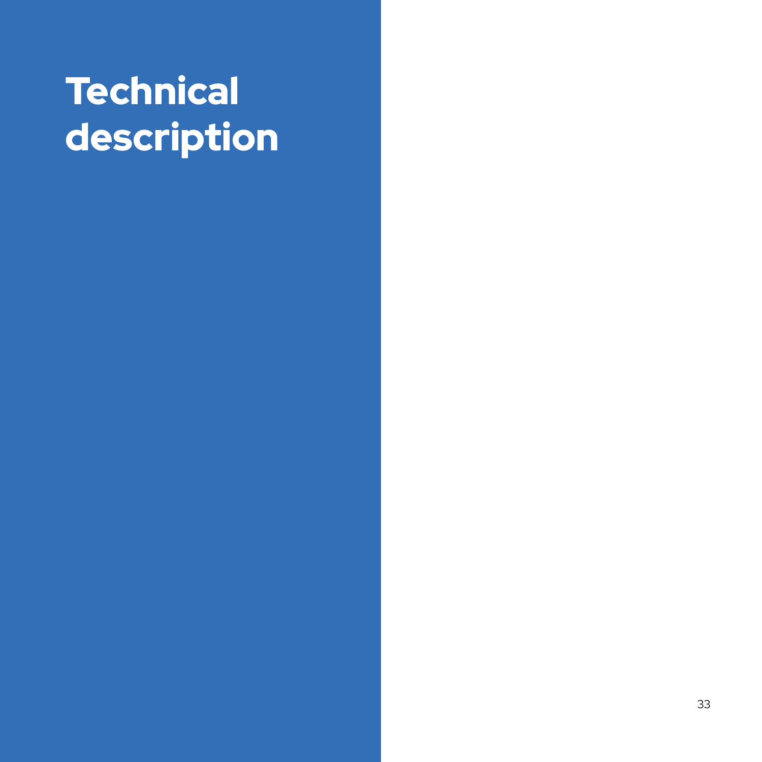# Technical description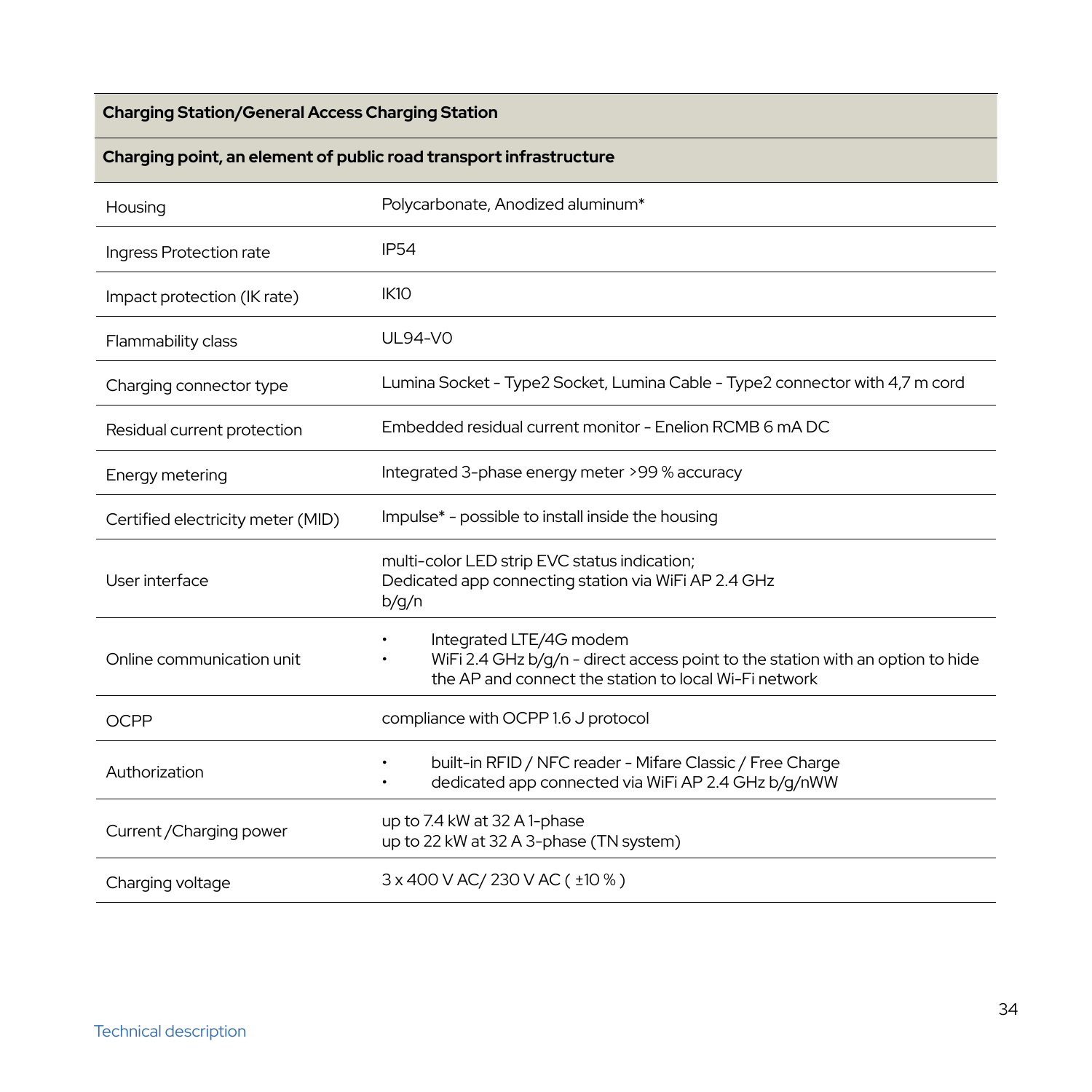| Charging Station/General Access Charging Station | |
|---|---|
| **Charging point, an element of public road transport infrastructure** | |
| Housing | Polycarbonate, Anodized aluminum* |
| Ingress Protection rate | IP54 |
| Impact protection (IK rate) | IK10 |
| Flammability class | UL94-V0 |
| Charging connector type | Lumina Socket - Type2 Socket, Lumina Cable - Type2 connector with 4,7 m cord |
| Residual current protection | Embedded residual current monitor - Enelion RCMB 6 mA DC |
| Energy metering | Integrated 3-phase energy meter >99 % accuracy |
| Certified electricity meter (MID) | Impulse* - possible to install inside the housing |
| User interface | multi-color LED strip EVC status indication;<br>Dedicated app connecting station via WiFi AP 2.4 GHz b/g/n |
| Online communication unit | • Integrated LTE/4G modem<br>• WiFi 2.4 GHz b/g/n - direct access point to the station with an option to hide the AP and connect the station to local Wi-Fi network |
| OCPP | compliance with OCPP 1.6 J protocol |
| Authorization | • built-in RFID / NFC reader - Mifare Classic / Free Charge<br>• dedicated app connected via WiFi AP 2.4 GHz b/g/nWW |
| Current /Charging power | up to 7.4 kW at 32 A 1-phase<br>up to 22 kW at 32 A 3-phase (TN system) |
| Charging voltage | 3 x 400 V AC/ 230 V AC ( ±10 % ) |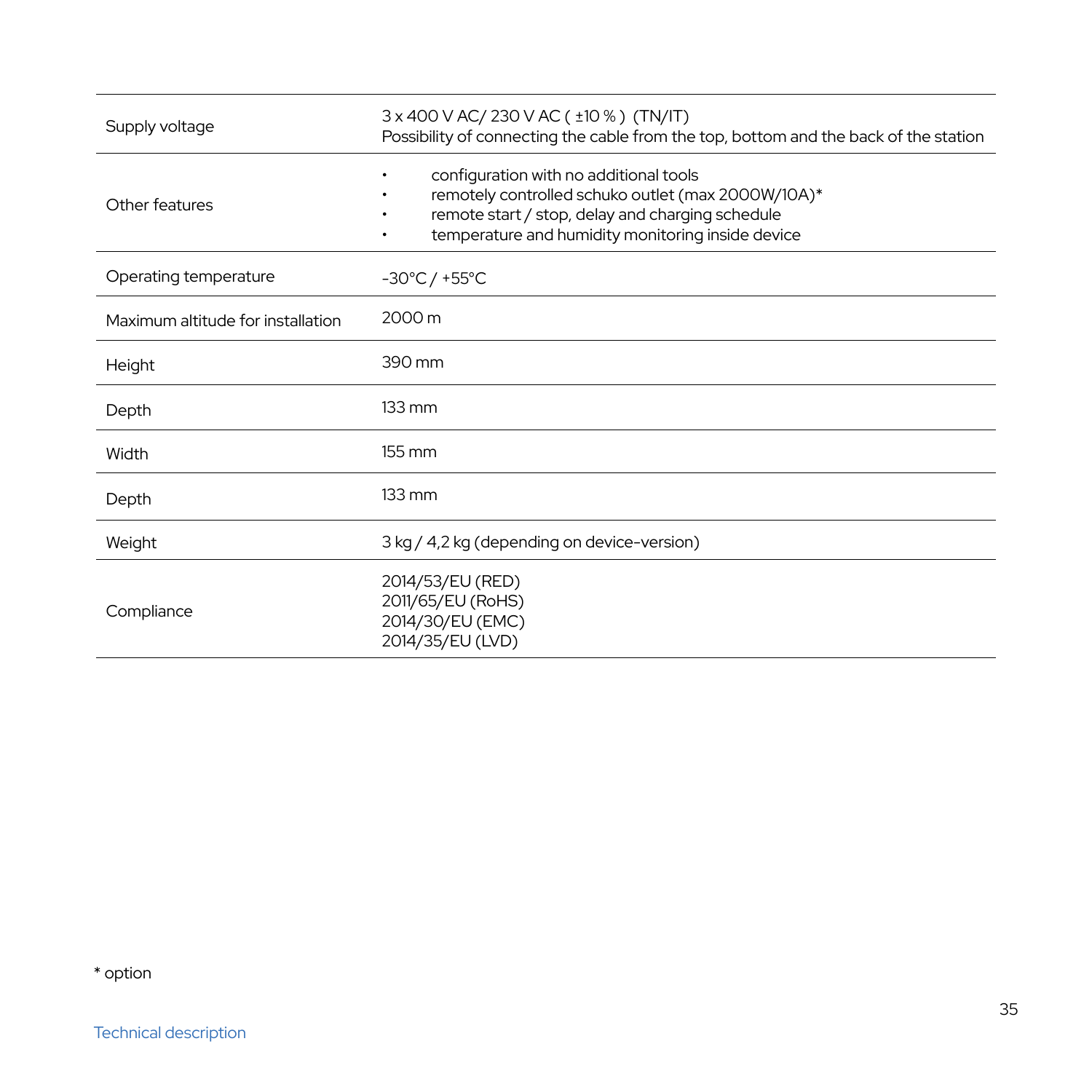| | |
|---|---|
| Supply voltage | 3 x 400 V AC/ 230 V AC ( ±10 % ) (TN/IT)<br>Possibility of connecting the cable from the top, bottom and the back of the station |
| Other features | • configuration with no additional tools<br>• remotely controlled schuko outlet (max 2000W/10A)*<br>• remote start / stop, delay and charging schedule<br>• temperature and humidity monitoring inside device |
| Operating temperature | -30°C / +55°C |
| Maximum altitude for installation | 2000 m |
| Height | 390 mm |
| Depth | 133 mm |
| Width | 155 mm |
| Depth | 133 mm |
| Weight | 3 kg / 4,2 kg (depending on device-version) |
| Compliance | 2014/53/EU (RED)<br>2011/65/EU (RoHS)<br>2014/30/EU (EMC)<br>2014/35/EU (LVD) |

* option

Technical description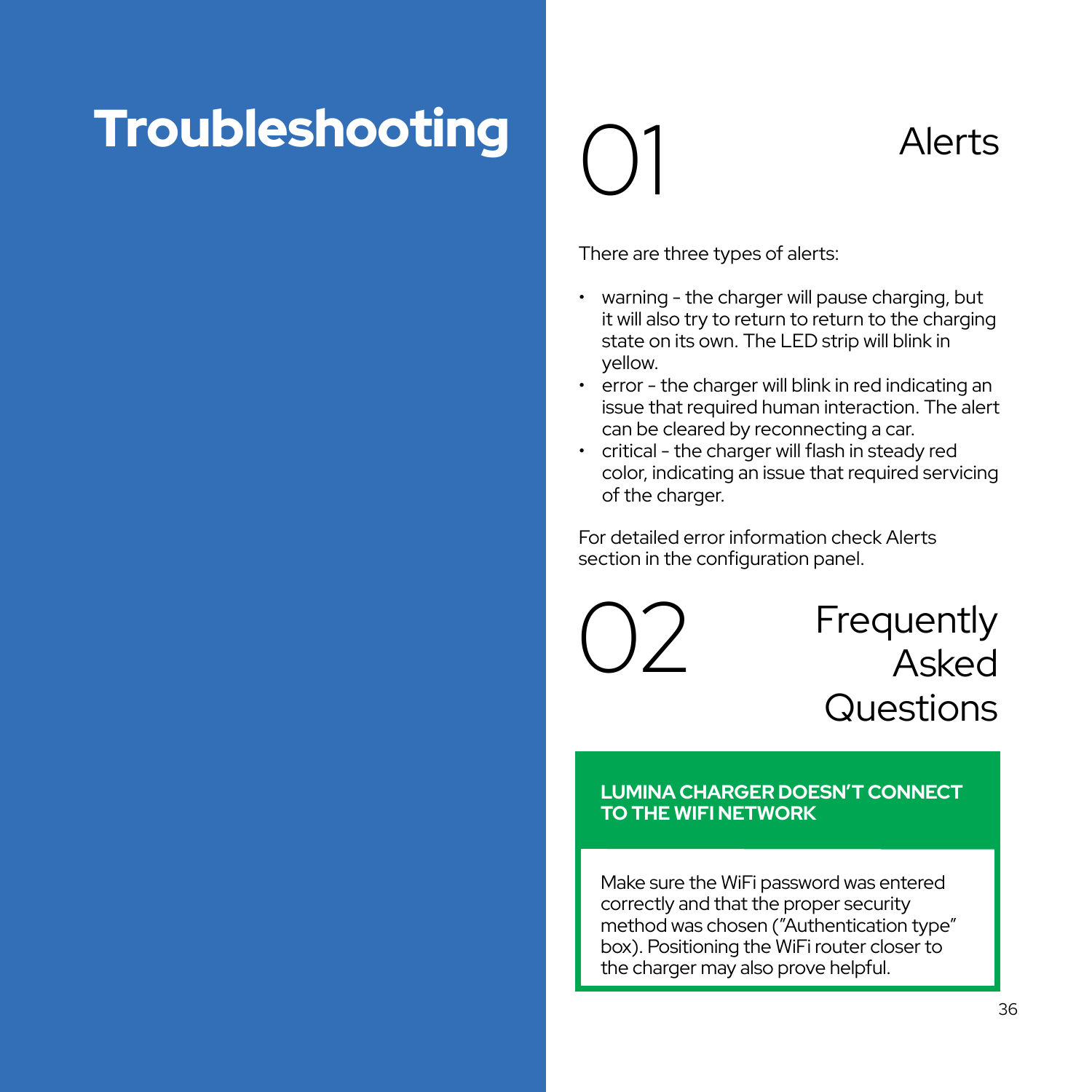# Troubleshooting

## 01 Alerts

There are three types of alerts:

- warning - the charger will pause charging, but it will also try to return to return to the charging state on its own. The LED strip will blink in yellow.
- error - the charger will blink in red indicating an issue that required human interaction. The alert can be cleared by reconnecting a car.
- critical - the charger will flash in steady red color, indicating an issue that required servicing of the charger.

For detailed error information check Alerts section in the configuration panel.

## 02 Frequently Asked Questions

**LUMINA CHARGER DOESN'T CONNECT TO THE WIFI NETWORK**

Make sure the WiFi password was entered correctly and that the proper security method was chosen ("Authentication type" box). Positioning the WiFi router closer to the charger may also prove helpful.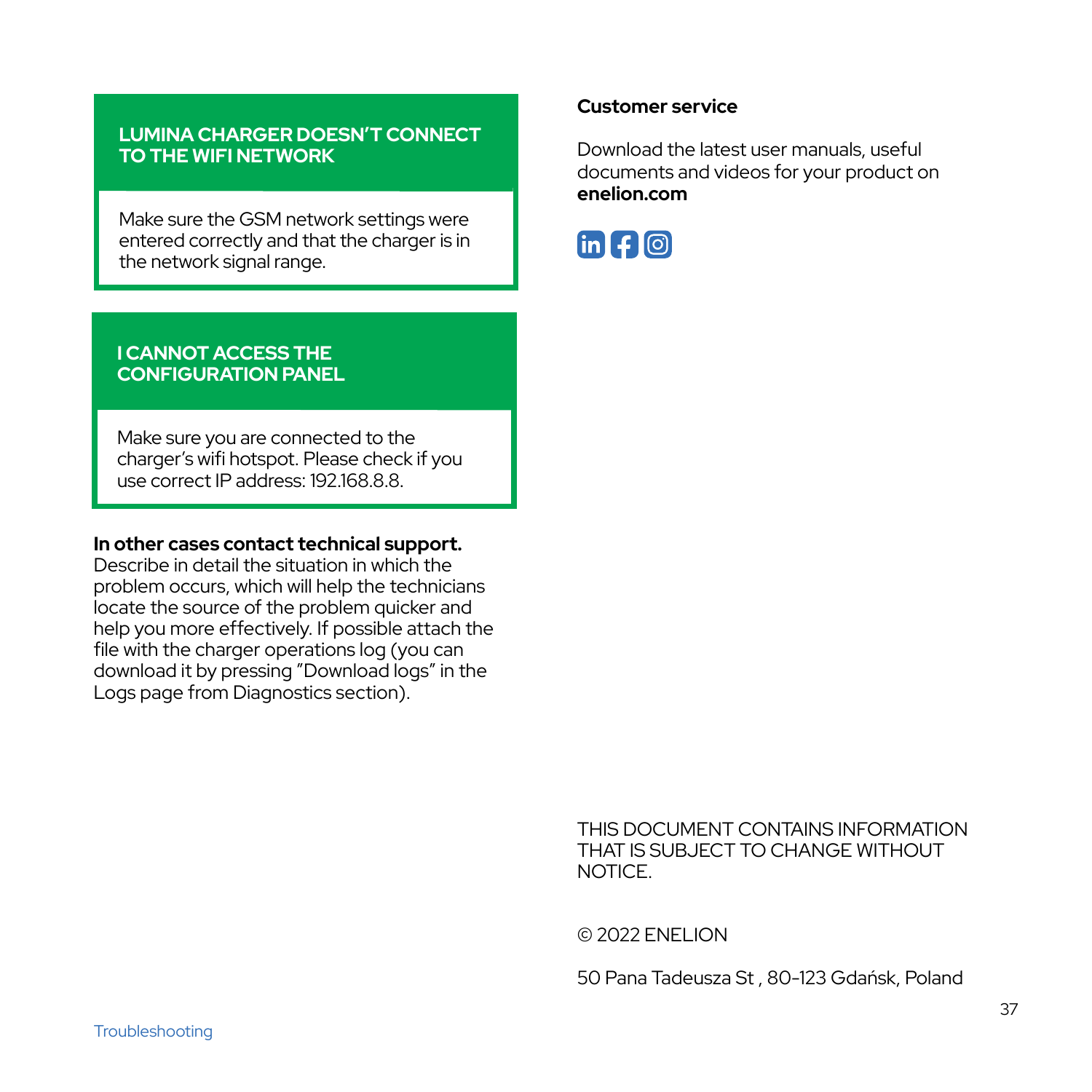### LUMINA CHARGER DOESN'T CONNECT TO THE WIFI NETWORK

Make sure the GSM network settings were entered correctly and that the charger is in the network signal range.

### I CANNOT ACCESS THE CONFIGURATION PANEL

Make sure you are connected to the charger's wifi hotspot. Please check if you use correct IP address: 192.168.8.8.

**In other cases contact technical support.**
Describe in detail the situation in which the problem occurs, which will help the technicians locate the source of the problem quicker and help you more effectively. If possible attach the file with the charger operations log (you can download it by pressing "Download logs" in the Logs page from Diagnostics section).

**Customer service**

Download the latest user manuals, useful documents and videos for your product on **enelion.com**

THIS DOCUMENT CONTAINS INFORMATION THAT IS SUBJECT TO CHANGE WITHOUT NOTICE.

© 2022 ENELION

50 Pana Tadeusza St , 80-123 Gdańsk, Poland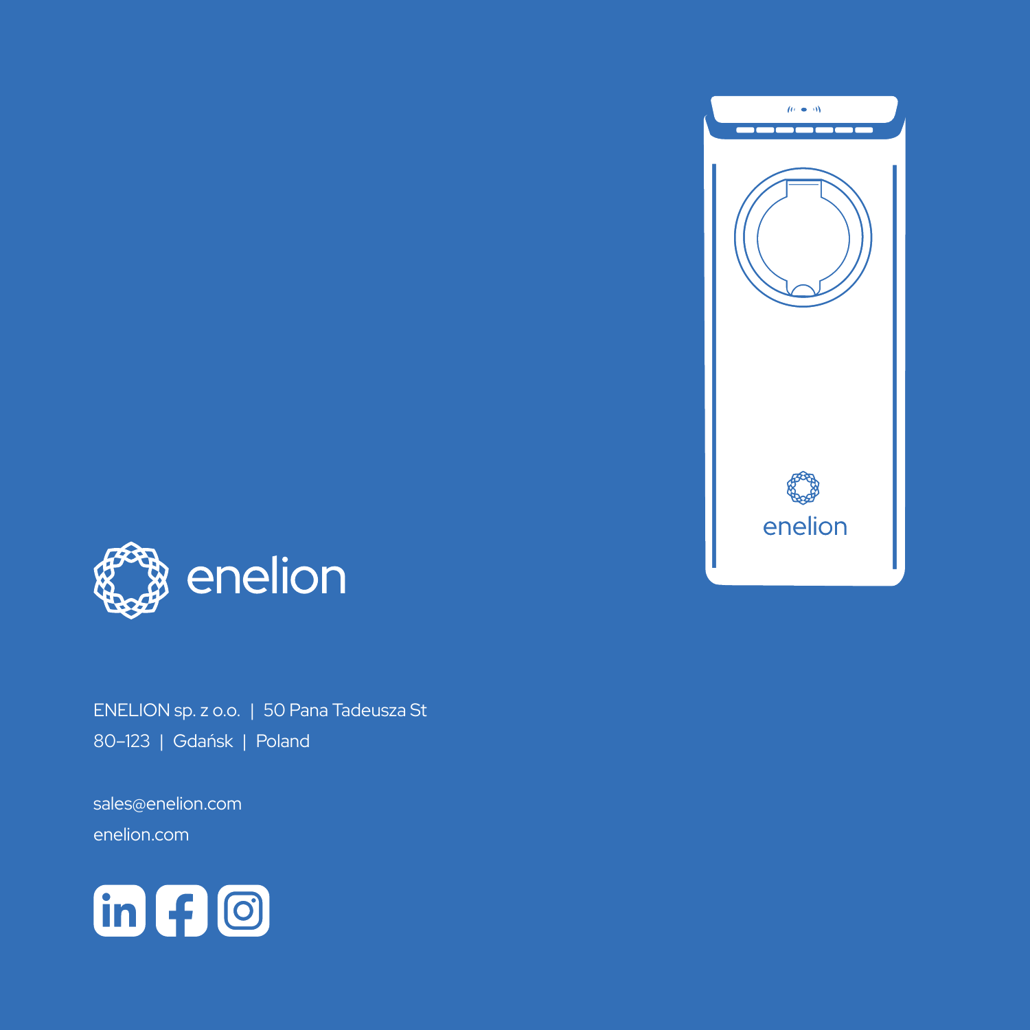enelion

ENELION sp. z o.o. | 50 Pana Tadeusza St
80–123 | Gdańsk | Poland

sales@enelion.com
enelion.com